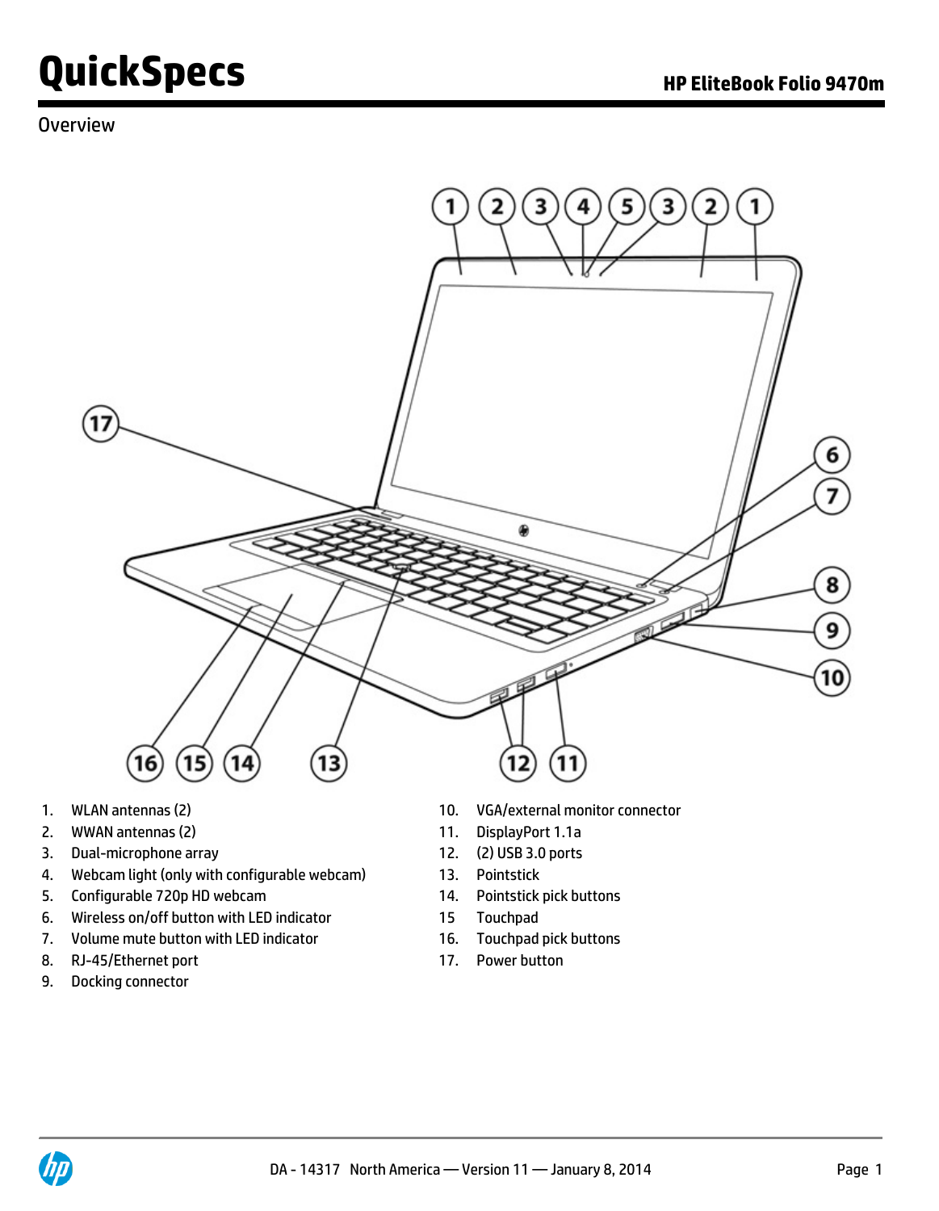# QuickSpecs

## HP EliteBook Folio 9470m

### Overview

1. WLAN antennas (2)
2. WWAN antennas (2)
3. Dual-microphone array
4. Webcam light (only with configurable webcam)
5. Configurable 720p HD webcam
6. Wireless on/off button with LED indicator
7. Volume mute button with LED indicator
8. RJ-45/Ethernet port
9. Docking connector
10. VGA/external monitor connector
11. DisplayPort 1.1a
12. (2) USB 3.0 ports
13. Pointstick
14. Pointstick pick buttons
15. Touchpad
16. Touchpad pick buttons
17. Power button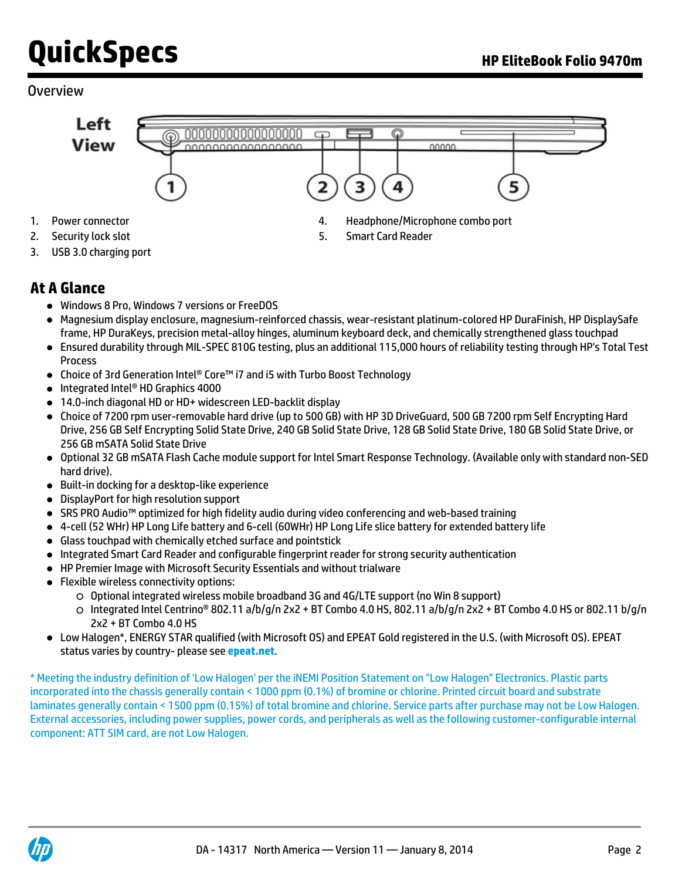## Overview

**Left View**

1. Power connector
2. Security lock slot
3. USB 3.0 charging port
4. Headphone/Microphone combo port
5. Smart Card Reader

## At A Glance

- Windows 8 Pro, Windows 7 versions or FreeDOS
- Magnesium display enclosure, magnesium-reinforced chassis, wear-resistant platinum-colored HP DuraFinish, HP DisplaySafe frame, HP DuraKeys, precision metal-alloy hinges, aluminum keyboard deck, and chemically strengthened glass touchpad
- Ensured durability through MIL-SPEC 810G testing, plus an additional 115,000 hours of reliability testing through HP's Total Test Process
- Choice of 3rd Generation Intel® Core™ i7 and i5 with Turbo Boost Technology
- Integrated Intel® HD Graphics 4000
- 14.0-inch diagonal HD or HD+ widescreen LED-backlit display
- Choice of 7200 rpm user-removable hard drive (up to 500 GB) with HP 3D DriveGuard, 500 GB 7200 rpm Self Encrypting Hard Drive, 256 GB Self Encrypting Solid State Drive, 240 GB Solid State Drive, 128 GB Solid State Drive, 180 GB Solid State Drive, or 256 GB mSATA Solid State Drive
- Optional 32 GB mSATA Flash Cache module support for Intel Smart Response Technology. (Available only with standard non-SED hard drive).
- Built-in docking for a desktop-like experience
- DisplayPort for high resolution support
- SRS PRO Audio™ optimized for high fidelity audio during video conferencing and web-based training
- 4-cell (52 WHr) HP Long Life battery and 6-cell (60WHr) HP Long Life slice battery for extended battery life
- Glass touchpad with chemically etched surface and pointstick
- Integrated Smart Card Reader and configurable fingerprint reader for strong security authentication
- HP Premier Image with Microsoft Security Essentials and without trialware
- Flexible wireless connectivity options:
  - Optional integrated wireless mobile broadband 3G and 4G/LTE support (no Win 8 support)
  - Integrated Intel Centrino® 802.11 a/b/g/n 2x2 + BT Combo 4.0 HS, 802.11 a/b/g/n 2x2 + BT Combo 4.0 HS or 802.11 b/g/n 2x2 + BT Combo 4.0 HS
- Low Halogen*, ENERGY STAR qualified (with Microsoft OS) and EPEAT Gold registered in the U.S. (with Microsoft OS). EPEAT status varies by country- please see **epeat.net**.

* Meeting the industry definition of 'Low Halogen' per the iNEMI Position Statement on "Low Halogen" Electronics. Plastic parts incorporated into the chassis generally contain < 1000 ppm (0.1%) of bromine or chlorine. Printed circuit board and substrate laminates generally contain < 1500 ppm (0.15%) of total bromine and chlorine. Service parts after purchase may not be Low Halogen. External accessories, including power supplies, power cords, and peripherals as well as the following customer-configurable internal component: ATT SIM card, are not Low Halogen.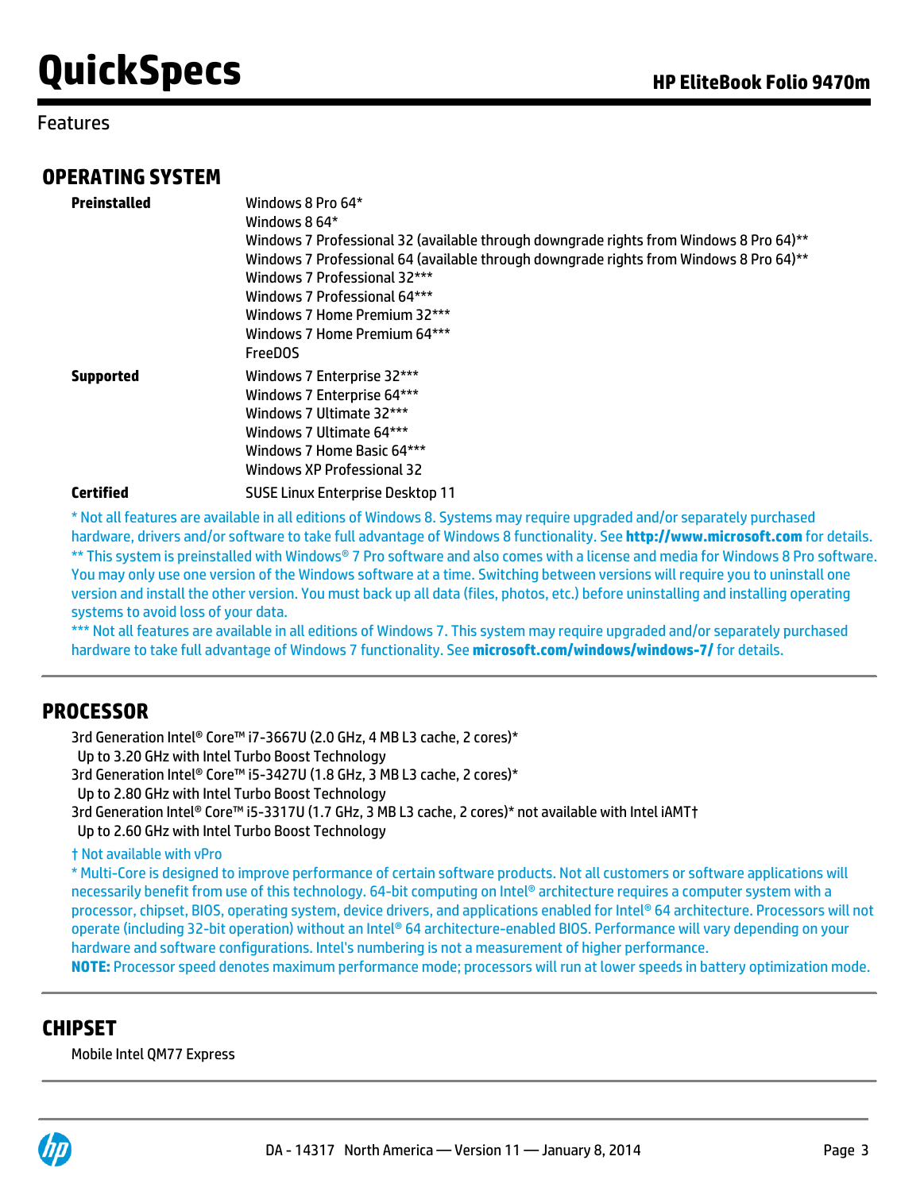## Features

### OPERATING SYSTEM

**Preinstalled**

Windows 8 Pro 64*
Windows 8 64*
Windows 7 Professional 32 (available through downgrade rights from Windows 8 Pro 64)**
Windows 7 Professional 64 (available through downgrade rights from Windows 8 Pro 64)**
Windows 7 Professional 32***
Windows 7 Professional 64***
Windows 7 Home Premium 32***
Windows 7 Home Premium 64***
FreeDOS

**Supported**

Windows 7 Enterprise 32***
Windows 7 Enterprise 64***
Windows 7 Ultimate 32***
Windows 7 Ultimate 64***
Windows 7 Home Basic 64***
Windows XP Professional 32

**Certified**

SUSE Linux Enterprise Desktop 11

* Not all features are available in all editions of Windows 8. Systems may require upgraded and/or separately purchased hardware, drivers and/or software to take full advantage of Windows 8 functionality. See **http://www.microsoft.com** for details.
** This system is preinstalled with Windows® 7 Pro software and also comes with a license and media for Windows 8 Pro software. You may only use one version of the Windows software at a time. Switching between versions will require you to uninstall one version and install the other version. You must back up all data (files, photos, etc.) before uninstalling and installing operating systems to avoid loss of your data.
*** Not all features are available in all editions of Windows 7. This system may require upgraded and/or separately purchased hardware to take full advantage of Windows 7 functionality. See **microsoft.com/windows/windows-7/** for details.

### PROCESSOR

3rd Generation Intel® Core™ i7-3667U (2.0 GHz, 4 MB L3 cache, 2 cores)*
 Up to 3.20 GHz with Intel Turbo Boost Technology
3rd Generation Intel® Core™ i5-3427U (1.8 GHz, 3 MB L3 cache, 2 cores)*
 Up to 2.80 GHz with Intel Turbo Boost Technology
3rd Generation Intel® Core™ i5-3317U (1.7 GHz, 3 MB L3 cache, 2 cores)* not available with Intel iAMT†
 Up to 2.60 GHz with Intel Turbo Boost Technology

† Not available with vPro
* Multi-Core is designed to improve performance of certain software products. Not all customers or software applications will necessarily benefit from use of this technology. 64-bit computing on Intel® architecture requires a computer system with a processor, chipset, BIOS, operating system, device drivers, and applications enabled for Intel® 64 architecture. Processors will not operate (including 32-bit operation) without an Intel® 64 architecture-enabled BIOS. Performance will vary depending on your hardware and software configurations. Intel's numbering is not a measurement of higher performance.
**NOTE:** Processor speed denotes maximum performance mode; processors will run at lower speeds in battery optimization mode.

### CHIPSET

Mobile Intel QM77 Express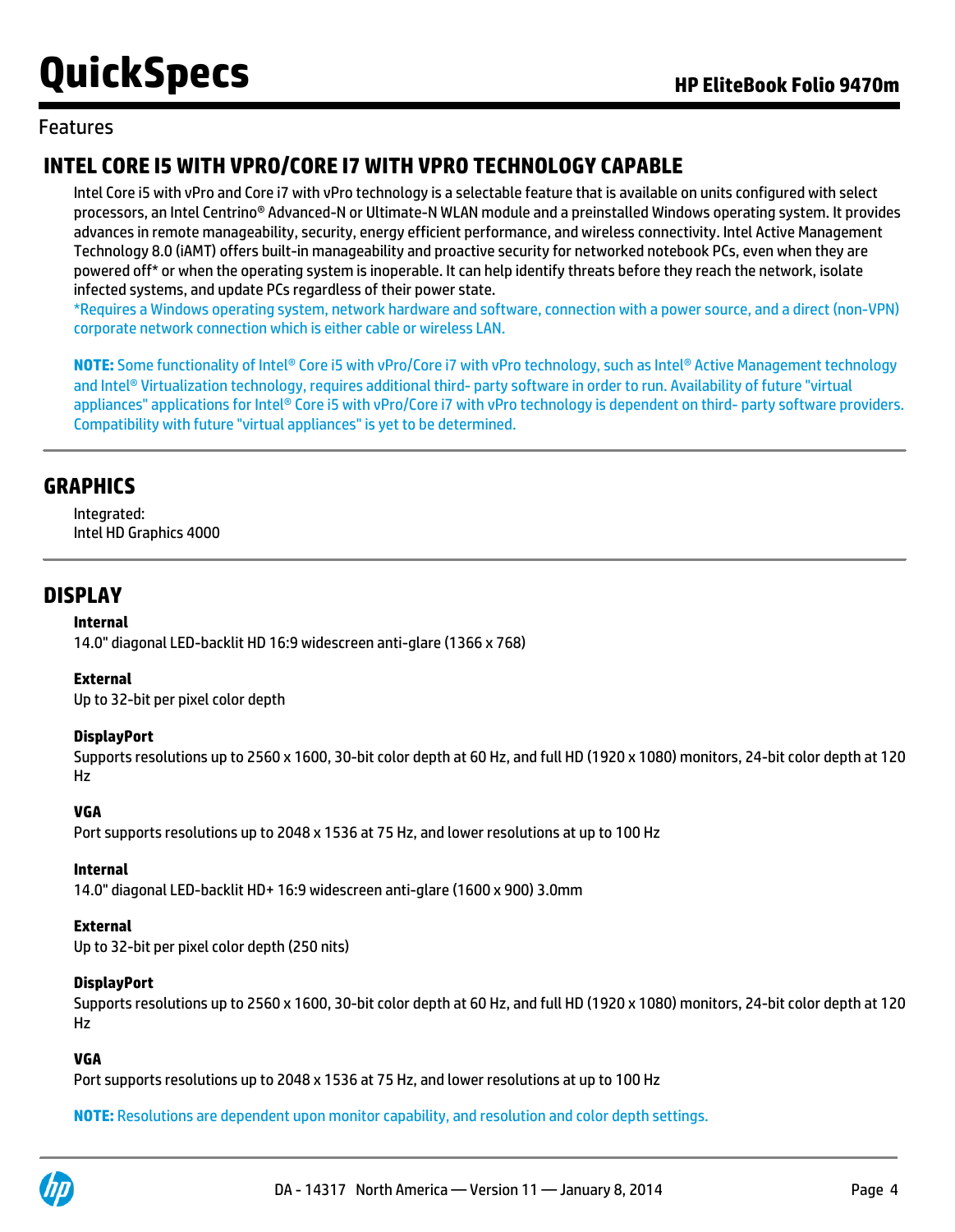## Features

### INTEL CORE I5 WITH VPRO/CORE I7 WITH VPRO TECHNOLOGY CAPABLE

Intel Core i5 with vPro and Core i7 with vPro technology is a selectable feature that is available on units configured with select processors, an Intel Centrino® Advanced-N or Ultimate-N WLAN module and a preinstalled Windows operating system. It provides advances in remote manageability, security, energy efficient performance, and wireless connectivity. Intel Active Management Technology 8.0 (iAMT) offers built-in manageability and proactive security for networked notebook PCs, even when they are powered off* or when the operating system is inoperable. It can help identify threats before they reach the network, isolate infected systems, and update PCs regardless of their power state.

*Requires a Windows operating system, network hardware and software, connection with a power source, and a direct (non-VPN) corporate network connection which is either cable or wireless LAN.

**NOTE:** Some functionality of Intel® Core i5 with vPro/Core i7 with vPro technology, such as Intel® Active Management technology and Intel® Virtualization technology, requires additional third- party software in order to run. Availability of future "virtual appliances" applications for Intel® Core i5 with vPro/Core i7 with vPro technology is dependent on third- party software providers. Compatibility with future "virtual appliances" is yet to be determined.

### GRAPHICS

Integrated:
Intel HD Graphics 4000

### DISPLAY

**Internal**
14.0" diagonal LED-backlit HD 16:9 widescreen anti-glare (1366 x 768)

**External**
Up to 32-bit per pixel color depth

**DisplayPort**
Supports resolutions up to 2560 x 1600, 30-bit color depth at 60 Hz, and full HD (1920 x 1080) monitors, 24-bit color depth at 120 Hz

**VGA**
Port supports resolutions up to 2048 x 1536 at 75 Hz, and lower resolutions at up to 100 Hz

**Internal**
14.0" diagonal LED-backlit HD+ 16:9 widescreen anti-glare (1600 x 900) 3.0mm

**External**
Up to 32-bit per pixel color depth (250 nits)

**DisplayPort**
Supports resolutions up to 2560 x 1600, 30-bit color depth at 60 Hz, and full HD (1920 x 1080) monitors, 24-bit color depth at 120 Hz

**VGA**
Port supports resolutions up to 2048 x 1536 at 75 Hz, and lower resolutions at up to 100 Hz

**NOTE:** Resolutions are dependent upon monitor capability, and resolution and color depth settings.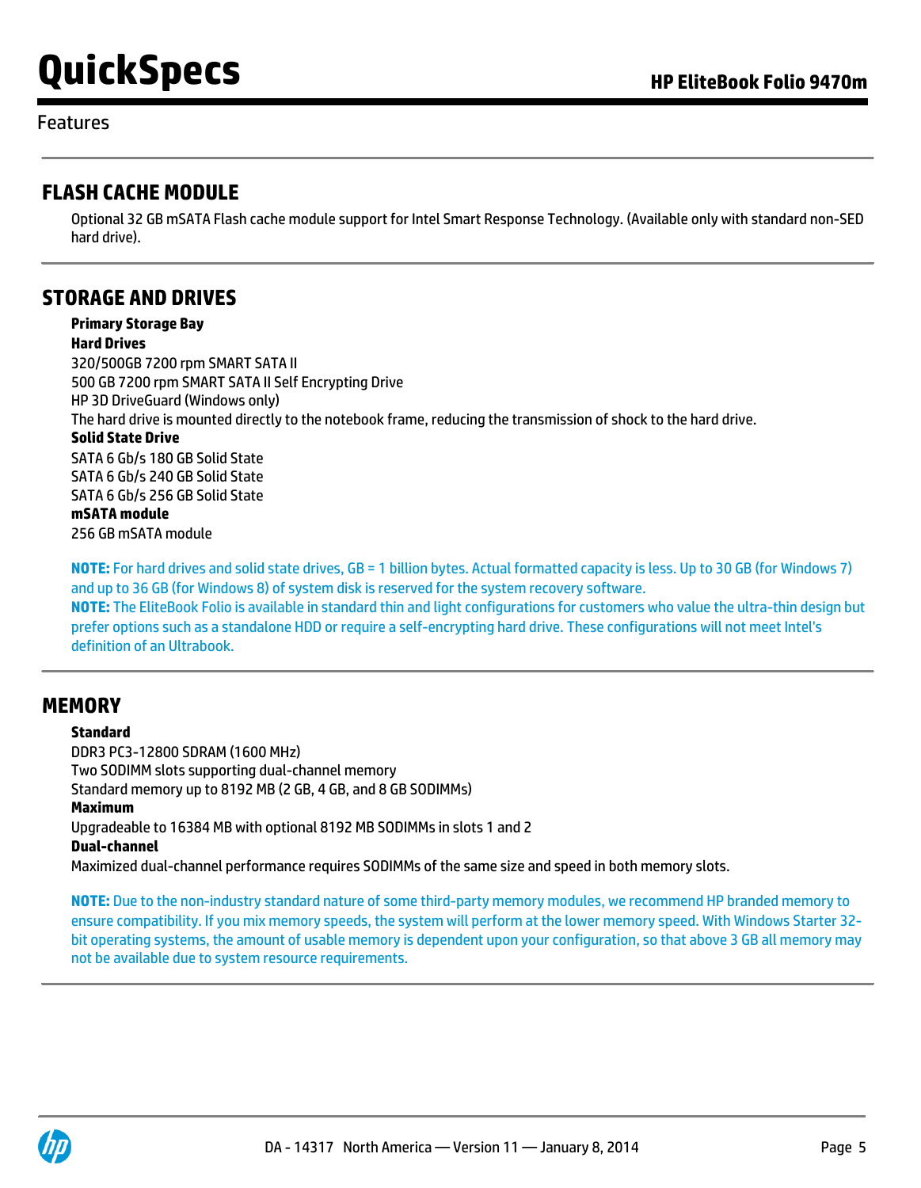## FLASH CACHE MODULE

Optional 32 GB mSATA Flash cache module support for Intel Smart Response Technology. (Available only with standard non-SED hard drive).

## STORAGE AND DRIVES

**Primary Storage Bay**

**Hard Drives**

320/500GB 7200 rpm SMART SATA II

500 GB 7200 rpm SMART SATA II Self Encrypting Drive

HP 3D DriveGuard (Windows only)

The hard drive is mounted directly to the notebook frame, reducing the transmission of shock to the hard drive.

**Solid State Drive**

SATA 6 Gb/s 180 GB Solid State

SATA 6 Gb/s 240 GB Solid State

SATA 6 Gb/s 256 GB Solid State

**mSATA module**

256 GB mSATA module

**NOTE:** For hard drives and solid state drives, GB = 1 billion bytes. Actual formatted capacity is less. Up to 30 GB (for Windows 7) and up to 36 GB (for Windows 8) of system disk is reserved for the system recovery software.

**NOTE:** The EliteBook Folio is available in standard thin and light configurations for customers who value the ultra-thin design but prefer options such as a standalone HDD or require a self-encrypting hard drive. These configurations will not meet Intel's definition of an Ultrabook.

## MEMORY

**Standard**

DDR3 PC3-12800 SDRAM (1600 MHz)

Two SODIMM slots supporting dual-channel memory

Standard memory up to 8192 MB (2 GB, 4 GB, and 8 GB SODIMMs)

**Maximum**

Upgradeable to 16384 MB with optional 8192 MB SODIMMs in slots 1 and 2

**Dual-channel**

Maximized dual-channel performance requires SODIMMs of the same size and speed in both memory slots.

**NOTE:** Due to the non-industry standard nature of some third-party memory modules, we recommend HP branded memory to ensure compatibility. If you mix memory speeds, the system will perform at the lower memory speed. With Windows Starter 32-bit operating systems, the amount of usable memory is dependent upon your configuration, so that above 3 GB all memory may not be available due to system resource requirements.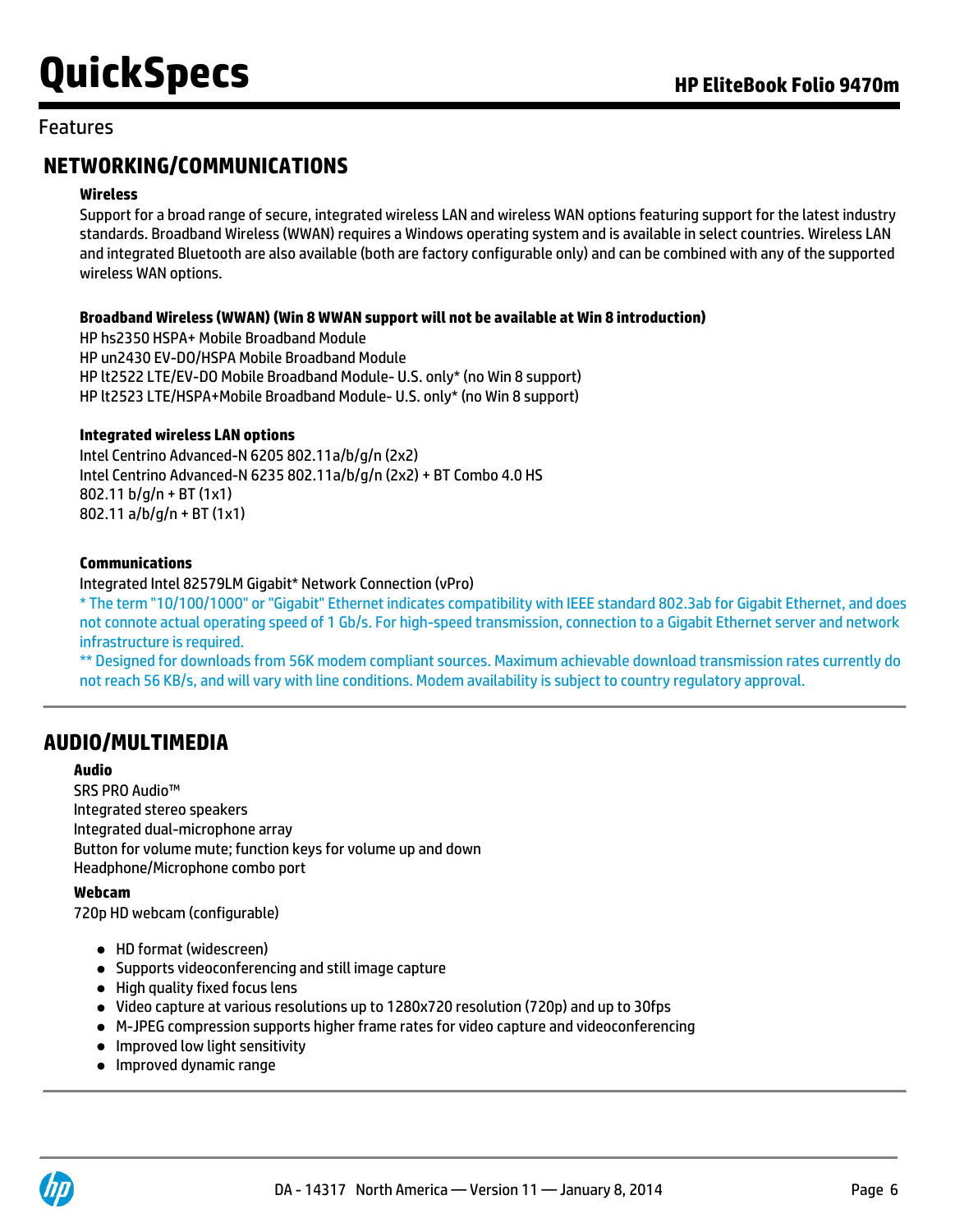Features

## NETWORKING/COMMUNICATIONS

**Wireless**

Support for a broad range of secure, integrated wireless LAN and wireless WAN options featuring support for the latest industry standards. Broadband Wireless (WWAN) requires a Windows operating system and is available in select countries. Wireless LAN and integrated Bluetooth are also available (both are factory configurable only) and can be combined with any of the supported wireless WAN options.

**Broadband Wireless (WWAN) (Win 8 WWAN support will not be available at Win 8 introduction)**

HP hs2350 HSPA+ Mobile Broadband Module
HP un2430 EV-DO/HSPA Mobile Broadband Module
HP lt2522 LTE/EV-DO Mobile Broadband Module- U.S. only* (no Win 8 support)
HP lt2523 LTE/HSPA+Mobile Broadband Module- U.S. only* (no Win 8 support)

**Integrated wireless LAN options**

Intel Centrino Advanced-N 6205 802.11a/b/g/n (2x2)
Intel Centrino Advanced-N 6235 802.11a/b/g/n (2x2) + BT Combo 4.0 HS
802.11 b/g/n + BT (1x1)
802.11 a/b/g/n + BT (1x1)

**Communications**

Integrated Intel 82579LM Gigabit* Network Connection (vPro)

* The term "10/100/1000" or "Gigabit" Ethernet indicates compatibility with IEEE standard 802.3ab for Gigabit Ethernet, and does not connote actual operating speed of 1 Gb/s. For high-speed transmission, connection to a Gigabit Ethernet server and network infrastructure is required.

** Designed for downloads from 56K modem compliant sources. Maximum achievable download transmission rates currently do not reach 56 KB/s, and will vary with line conditions. Modem availability is subject to country regulatory approval.

## AUDIO/MULTIMEDIA

**Audio**

SRS PRO Audio™
Integrated stereo speakers
Integrated dual-microphone array
Button for volume mute; function keys for volume up and down
Headphone/Microphone combo port

**Webcam**

720p HD webcam (configurable)

- HD format (widescreen)
- Supports videoconferencing and still image capture
- High quality fixed focus lens
- Video capture at various resolutions up to 1280x720 resolution (720p) and up to 30fps
- M-JPEG compression supports higher frame rates for video capture and videoconferencing
- Improved low light sensitivity
- Improved dynamic range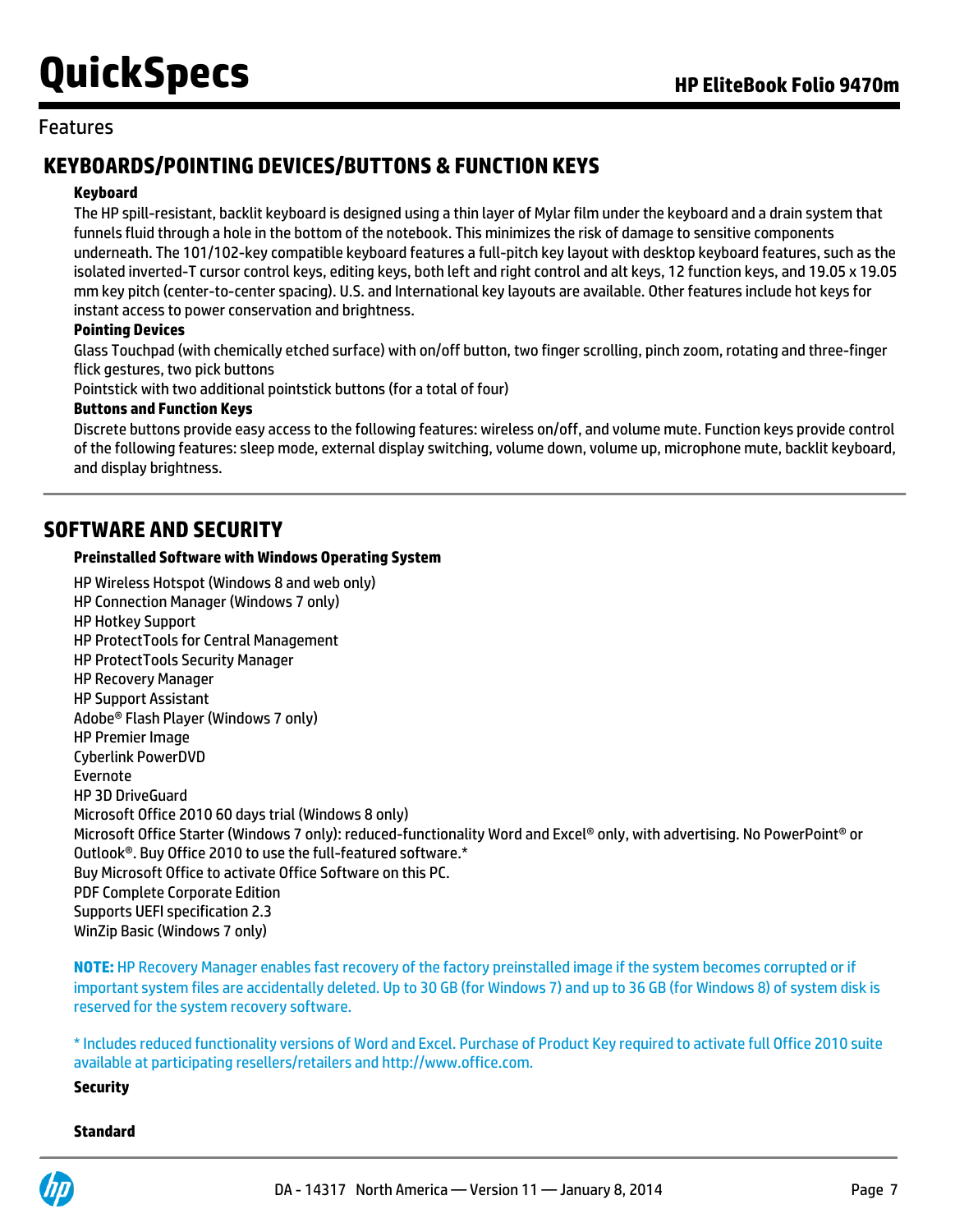Features

## KEYBOARDS/POINTING DEVICES/BUTTONS & FUNCTION KEYS

**Keyboard**

The HP spill-resistant, backlit keyboard is designed using a thin layer of Mylar film under the keyboard and a drain system that funnels fluid through a hole in the bottom of the notebook. This minimizes the risk of damage to sensitive components underneath. The 101/102-key compatible keyboard features a full-pitch key layout with desktop keyboard features, such as the isolated inverted-T cursor control keys, editing keys, both left and right control and alt keys, 12 function keys, and 19.05 x 19.05 mm key pitch (center-to-center spacing). U.S. and International key layouts are available. Other features include hot keys for instant access to power conservation and brightness.

**Pointing Devices**

Glass Touchpad (with chemically etched surface) with on/off button, two finger scrolling, pinch zoom, rotating and three-finger flick gestures, two pick buttons

Pointstick with two additional pointstick buttons (for a total of four)

**Buttons and Function Keys**

Discrete buttons provide easy access to the following features: wireless on/off, and volume mute. Function keys provide control of the following features: sleep mode, external display switching, volume down, volume up, microphone mute, backlit keyboard, and display brightness.

## SOFTWARE AND SECURITY

**Preinstalled Software with Windows Operating System**

HP Wireless Hotspot (Windows 8 and web only)
HP Connection Manager (Windows 7 only)
HP Hotkey Support
HP ProtectTools for Central Management
HP ProtectTools Security Manager
HP Recovery Manager
HP Support Assistant
Adobe® Flash Player (Windows 7 only)
HP Premier Image
Cyberlink PowerDVD
Evernote
HP 3D DriveGuard
Microsoft Office 2010 60 days trial (Windows 8 only)
Microsoft Office Starter (Windows 7 only): reduced-functionality Word and Excel® only, with advertising. No PowerPoint® or Outlook®. Buy Office 2010 to use the full-featured software.*
Buy Microsoft Office to activate Office Software on this PC.
PDF Complete Corporate Edition
Supports UEFI specification 2.3
WinZip Basic (Windows 7 only)

**NOTE:** HP Recovery Manager enables fast recovery of the factory preinstalled image if the system becomes corrupted or if important system files are accidentally deleted. Up to 30 GB (for Windows 7) and up to 36 GB (for Windows 8) of system disk is reserved for the system recovery software.

* Includes reduced functionality versions of Word and Excel. Purchase of Product Key required to activate full Office 2010 suite available at participating resellers/retailers and http://www.office.com.

**Security**

**Standard**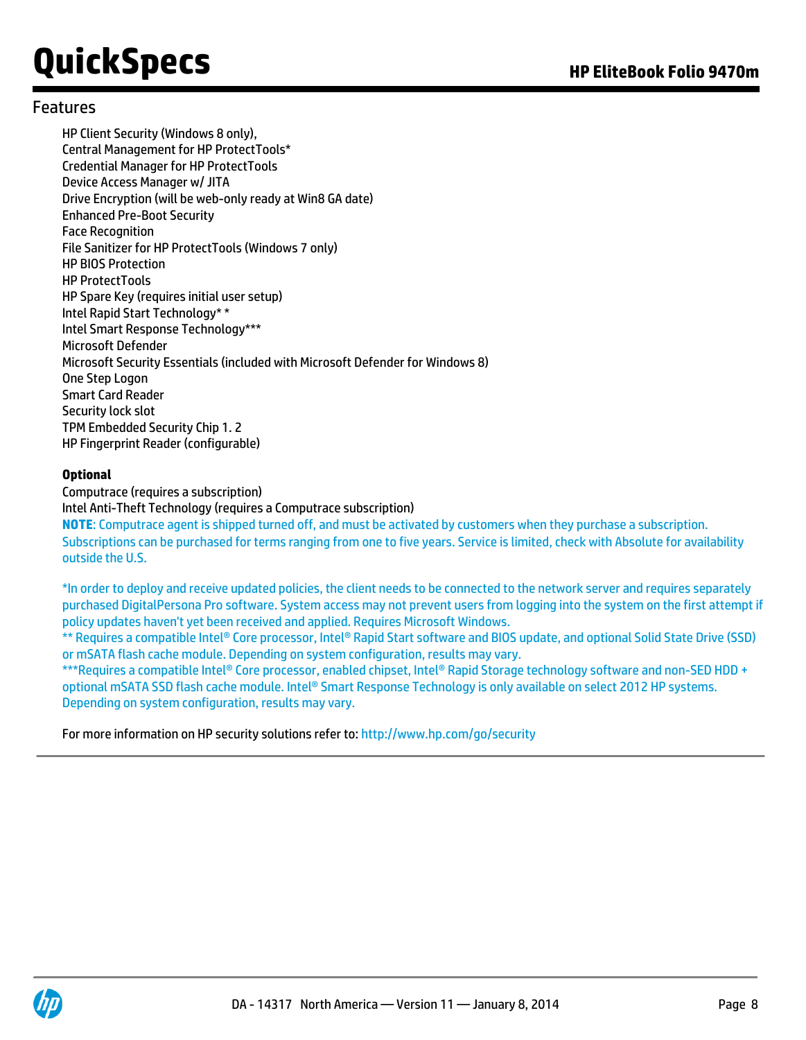## Features

HP Client Security (Windows 8 only),
Central Management for HP ProtectTools*
Credential Manager for HP ProtectTools
Device Access Manager w/ JITA
Drive Encryption (will be web-only ready at Win8 GA date)
Enhanced Pre-Boot Security
Face Recognition
File Sanitizer for HP ProtectTools (Windows 7 only)
HP BIOS Protection
HP ProtectTools
HP Spare Key (requires initial user setup)
Intel Rapid Start Technology* *
Intel Smart Response Technology***
Microsoft Defender
Microsoft Security Essentials (included with Microsoft Defender for Windows 8)
One Step Logon
Smart Card Reader
Security lock slot
TPM Embedded Security Chip 1. 2
HP Fingerprint Reader (configurable)

**Optional**

Computrace (requires a subscription)
Intel Anti-Theft Technology (requires a Computrace subscription)
**NOTE**: Computrace agent is shipped turned off, and must be activated by customers when they purchase a subscription. Subscriptions can be purchased for terms ranging from one to five years. Service is limited, check with Absolute for availability outside the U.S.

*In order to deploy and receive updated policies, the client needs to be connected to the network server and requires separately purchased DigitalPersona Pro software. System access may not prevent users from logging into the system on the first attempt if policy updates haven't yet been received and applied. Requires Microsoft Windows.
** Requires a compatible Intel® Core processor, Intel® Rapid Start software and BIOS update, and optional Solid State Drive (SSD) or mSATA flash cache module. Depending on system configuration, results may vary.
***Requires a compatible Intel® Core processor, enabled chipset, Intel® Rapid Storage technology software and non-SED HDD + optional mSATA SSD flash cache module. Intel® Smart Response Technology is only available on select 2012 HP systems. Depending on system configuration, results may vary.

For more information on HP security solutions refer to: http://www.hp.com/go/security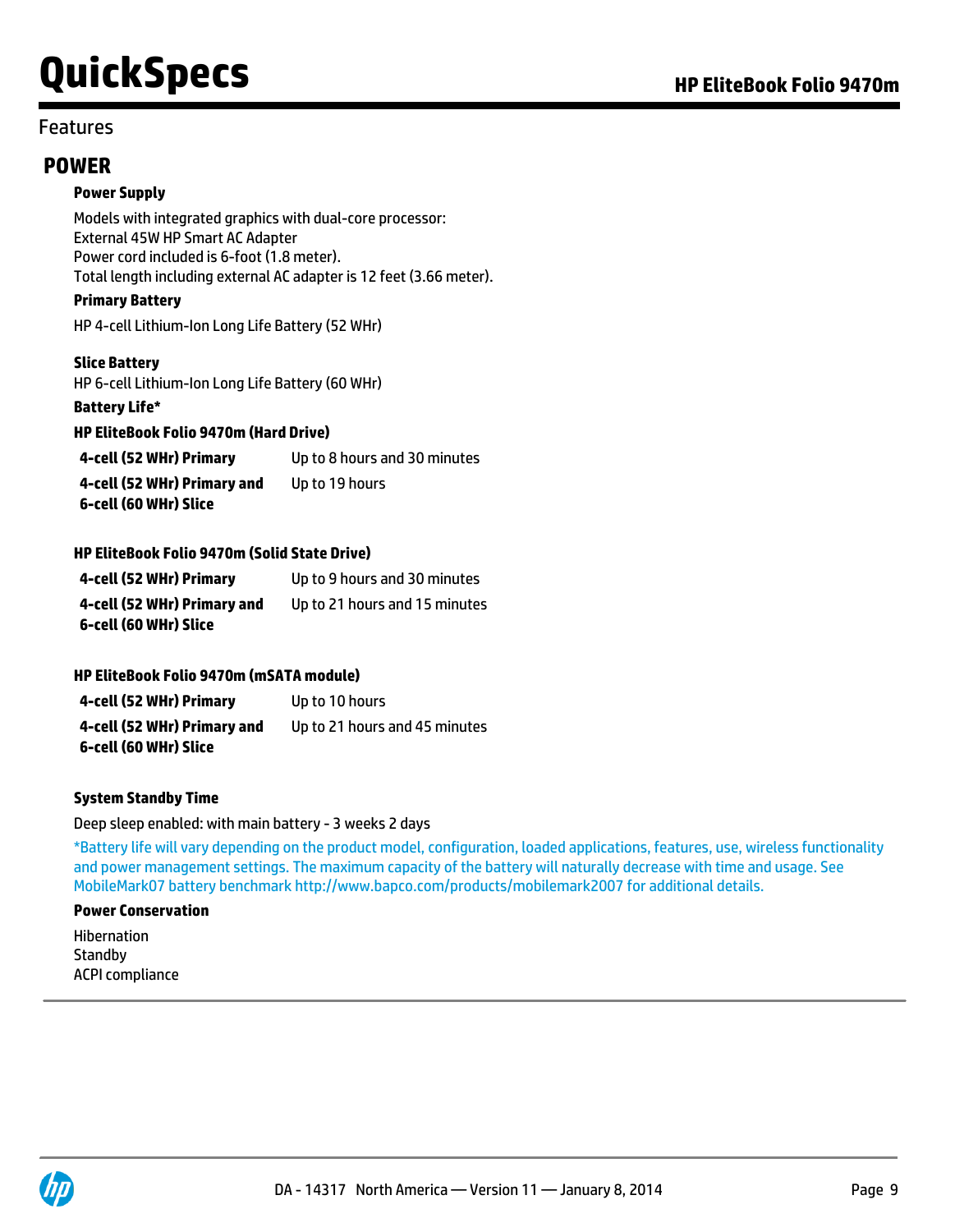## Features

## POWER

**Power Supply**

Models with integrated graphics with dual-core processor:
External 45W HP Smart AC Adapter
Power cord included is 6-foot (1.8 meter).
Total length including external AC adapter is 12 feet (3.66 meter).

**Primary Battery**

HP 4-cell Lithium-Ion Long Life Battery (52 WHr)

**Slice Battery**

HP 6-cell Lithium-Ion Long Life Battery (60 WHr)

**Battery Life***

**HP EliteBook Folio 9470m (Hard Drive)**

| | |
|---|---|
| **4-cell (52 WHr) Primary** | Up to 8 hours and 30 minutes |
| **4-cell (52 WHr) Primary and 6-cell (60 WHr) Slice** | Up to 19 hours |

**HP EliteBook Folio 9470m (Solid State Drive)**

| | |
|---|---|
| **4-cell (52 WHr) Primary** | Up to 9 hours and 30 minutes |
| **4-cell (52 WHr) Primary and 6-cell (60 WHr) Slice** | Up to 21 hours and 15 minutes |

**HP EliteBook Folio 9470m (mSATA module)**

| | |
|---|---|
| **4-cell (52 WHr) Primary** | Up to 10 hours |
| **4-cell (52 WHr) Primary and 6-cell (60 WHr) Slice** | Up to 21 hours and 45 minutes |

**System Standby Time**

Deep sleep enabled: with main battery - 3 weeks 2 days

*Battery life will vary depending on the product model, configuration, loaded applications, features, use, wireless functionality and power management settings. The maximum capacity of the battery will naturally decrease with time and usage. See MobileMark07 battery benchmark http://www.bapco.com/products/mobilemark2007 for additional details.

**Power Conservation**

Hibernation
Standby
ACPI compliance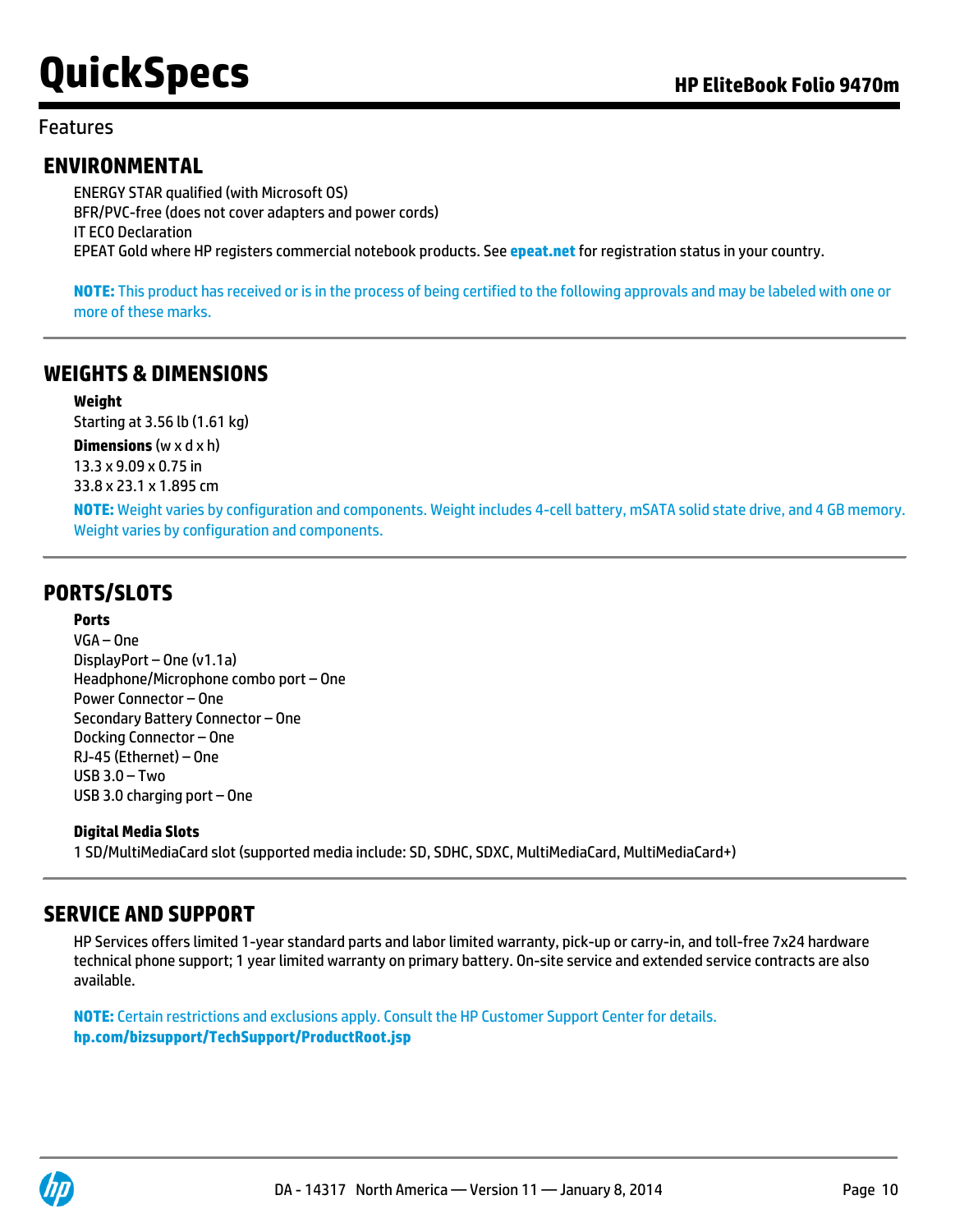Features

## ENVIRONMENTAL

ENERGY STAR qualified (with Microsoft OS)
BFR/PVC-free (does not cover adapters and power cords)
IT ECO Declaration
EPEAT Gold where HP registers commercial notebook products. See **epeat.net** for registration status in your country.

**NOTE:** This product has received or is in the process of being certified to the following approvals and may be labeled with one or more of these marks.

## WEIGHTS & DIMENSIONS

**Weight**
Starting at 3.56 lb (1.61 kg)

**Dimensions** (w x d x h)
13.3 x 9.09 x 0.75 in
33.8 x 23.1 x 1.895 cm

**NOTE:** Weight varies by configuration and components. Weight includes 4-cell battery, mSATA solid state drive, and 4 GB memory. Weight varies by configuration and components.

## PORTS/SLOTS

**Ports**
VGA – One
DisplayPort – One (v1.1a)
Headphone/Microphone combo port – One
Power Connector – One
Secondary Battery Connector – One
Docking Connector – One
RJ-45 (Ethernet) – One
USB 3.0 – Two
USB 3.0 charging port – One

**Digital Media Slots**
1 SD/MultiMediaCard slot (supported media include: SD, SDHC, SDXC, MultiMediaCard, MultiMediaCard+)

## SERVICE AND SUPPORT

HP Services offers limited 1-year standard parts and labor limited warranty, pick-up or carry-in, and toll-free 7x24 hardware technical phone support; 1 year limited warranty on primary battery. On-site service and extended service contracts are also available.

**NOTE:** Certain restrictions and exclusions apply. Consult the HP Customer Support Center for details.
**hp.com/bizsupport/TechSupport/ProductRoot.jsp**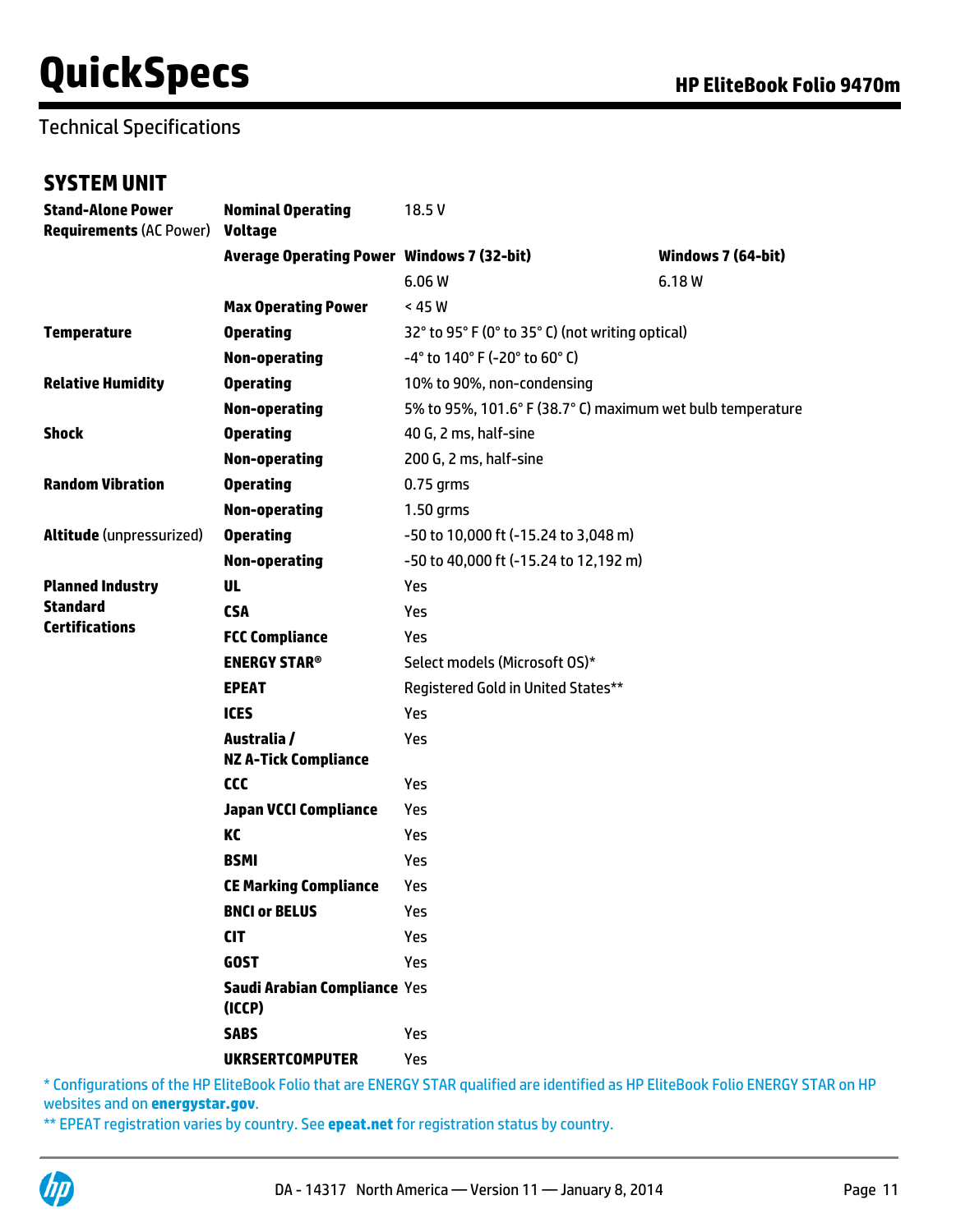## Technical Specifications

### SYSTEM UNIT

| | | | |
|---|---|---|---|
| **Stand-Alone Power Requirements** (AC Power) | **Nominal Operating Voltage** | 18.5 V | |
| | **Average Operating Power** | **Windows 7 (32-bit)** | **Windows 7 (64-bit)** |
| | | 6.06 W | 6.18 W |
| | **Max Operating Power** | < 45 W | |
| **Temperature** | **Operating** | 32° to 95° F (0° to 35° C) (not writing optical) | |
| | **Non-operating** | -4° to 140° F (-20° to 60° C) | |
| **Relative Humidity** | **Operating** | 10% to 90%, non-condensing | |
| | **Non-operating** | 5% to 95%, 101.6° F (38.7° C) maximum wet bulb temperature | |
| **Shock** | **Operating** | 40 G, 2 ms, half-sine | |
| | **Non-operating** | 200 G, 2 ms, half-sine | |
| **Random Vibration** | **Operating** | 0.75 grms | |
| | **Non-operating** | 1.50 grms | |
| **Altitude** (unpressurized) | **Operating** | -50 to 10,000 ft (-15.24 to 3,048 m) | |
| | **Non-operating** | -50 to 40,000 ft (-15.24 to 12,192 m) | |
| **Planned Industry Standard Certifications** | **UL** | Yes | |
| | **CSA** | Yes | |
| | **FCC Compliance** | Yes | |
| | **ENERGY STAR®** | Select models (Microsoft OS)* | |
| | **EPEAT** | Registered Gold in United States** | |
| | **ICES** | Yes | |
| | **Australia / NZ A-Tick Compliance** | Yes | |
| | **CCC** | Yes | |
| | **Japan VCCI Compliance** | Yes | |
| | **KC** | Yes | |
| | **BSMI** | Yes | |
| | **CE Marking Compliance** | Yes | |
| | **BNCI or BELUS** | Yes | |
| | **CIT** | Yes | |
| | **GOST** | Yes | |
| | **Saudi Arabian Compliance (ICCP)** | Yes | |
| | **SABS** | Yes | |
| | **UKRSERTCOMPUTER** | Yes | |

* Configurations of the HP EliteBook Folio that are ENERGY STAR qualified are identified as HP EliteBook Folio ENERGY STAR on HP websites and on **energystar.gov**.

** EPEAT registration varies by country. See **epeat.net** for registration status by country.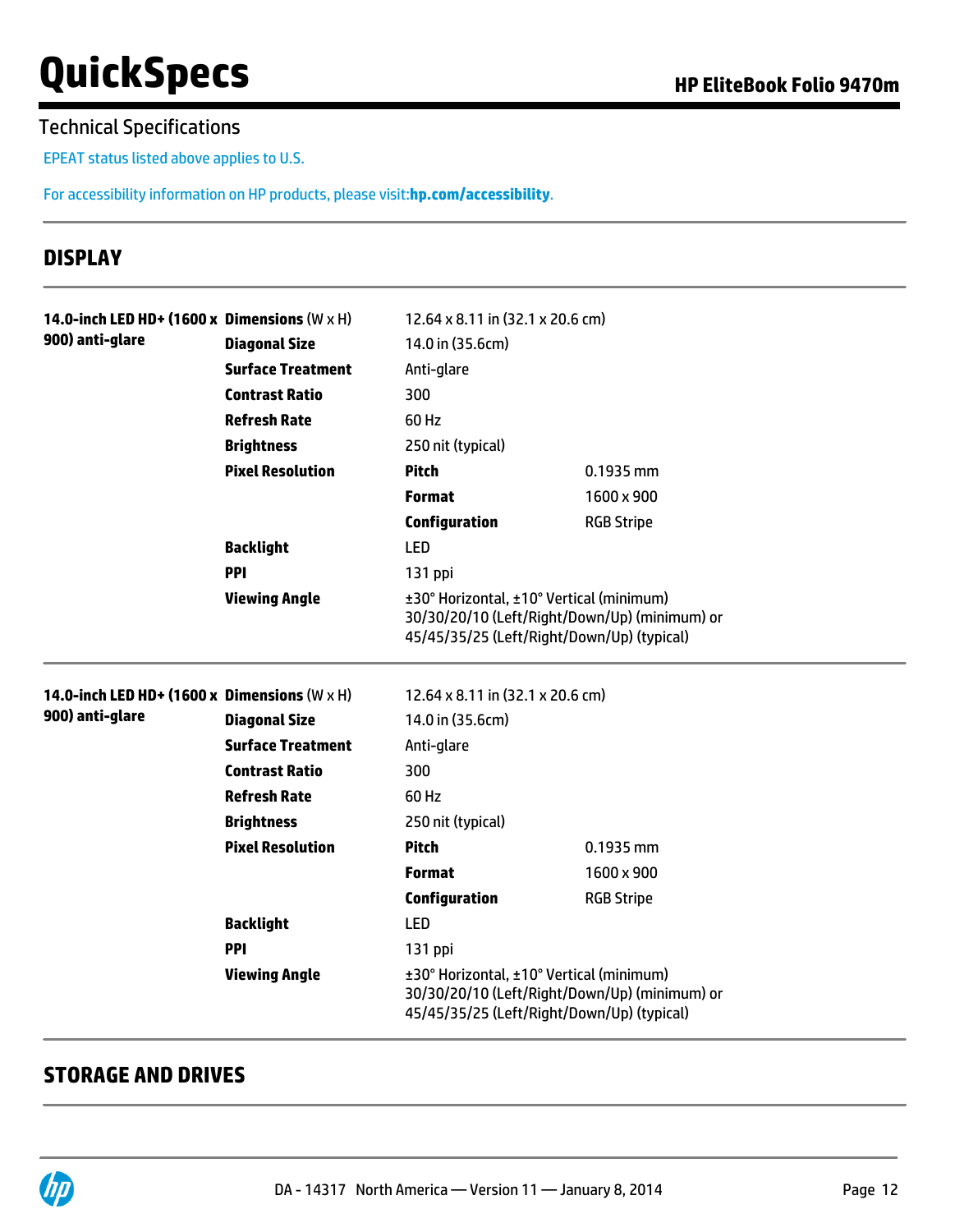## Technical Specifications

EPEAT status listed above applies to U.S.

For accessibility information on HP products, please visit:**hp.com/accessibility**.

## DISPLAY

| | | | |
|---|---|---|---|
| **14.0-inch LED HD+ (1600 x 900) anti-glare** | **Dimensions** (W x H) | 12.64 x 8.11 in (32.1 x 20.6 cm) | |
| | **Diagonal Size** | 14.0 in (35.6cm) | |
| | **Surface Treatment** | Anti-glare | |
| | **Contrast Ratio** | 300 | |
| | **Refresh Rate** | 60 Hz | |
| | **Brightness** | 250 nit (typical) | |
| | **Pixel Resolution** | **Pitch** | 0.1935 mm |
| | | **Format** | 1600 x 900 |
| | | **Configuration** | RGB Stripe |
| | **Backlight** | LED | |
| | **PPI** | 131 ppi | |
| | **Viewing Angle** | ±30° Horizontal, ±10° Vertical (minimum) 30/30/20/10 (Left/Right/Down/Up) (minimum) or 45/45/35/25 (Left/Right/Down/Up) (typical) | |

| | | | |
|---|---|---|---|
| **14.0-inch LED HD+ (1600 x 900) anti-glare** | **Dimensions** (W x H) | 12.64 x 8.11 in (32.1 x 20.6 cm) | |
| | **Diagonal Size** | 14.0 in (35.6cm) | |
| | **Surface Treatment** | Anti-glare | |
| | **Contrast Ratio** | 300 | |
| | **Refresh Rate** | 60 Hz | |
| | **Brightness** | 250 nit (typical) | |
| | **Pixel Resolution** | **Pitch** | 0.1935 mm |
| | | **Format** | 1600 x 900 |
| | | **Configuration** | RGB Stripe |
| | **Backlight** | LED | |
| | **PPI** | 131 ppi | |
| | **Viewing Angle** | ±30° Horizontal, ±10° Vertical (minimum) 30/30/20/10 (Left/Right/Down/Up) (minimum) or 45/45/35/25 (Left/Right/Down/Up) (typical) | |

## STORAGE AND DRIVES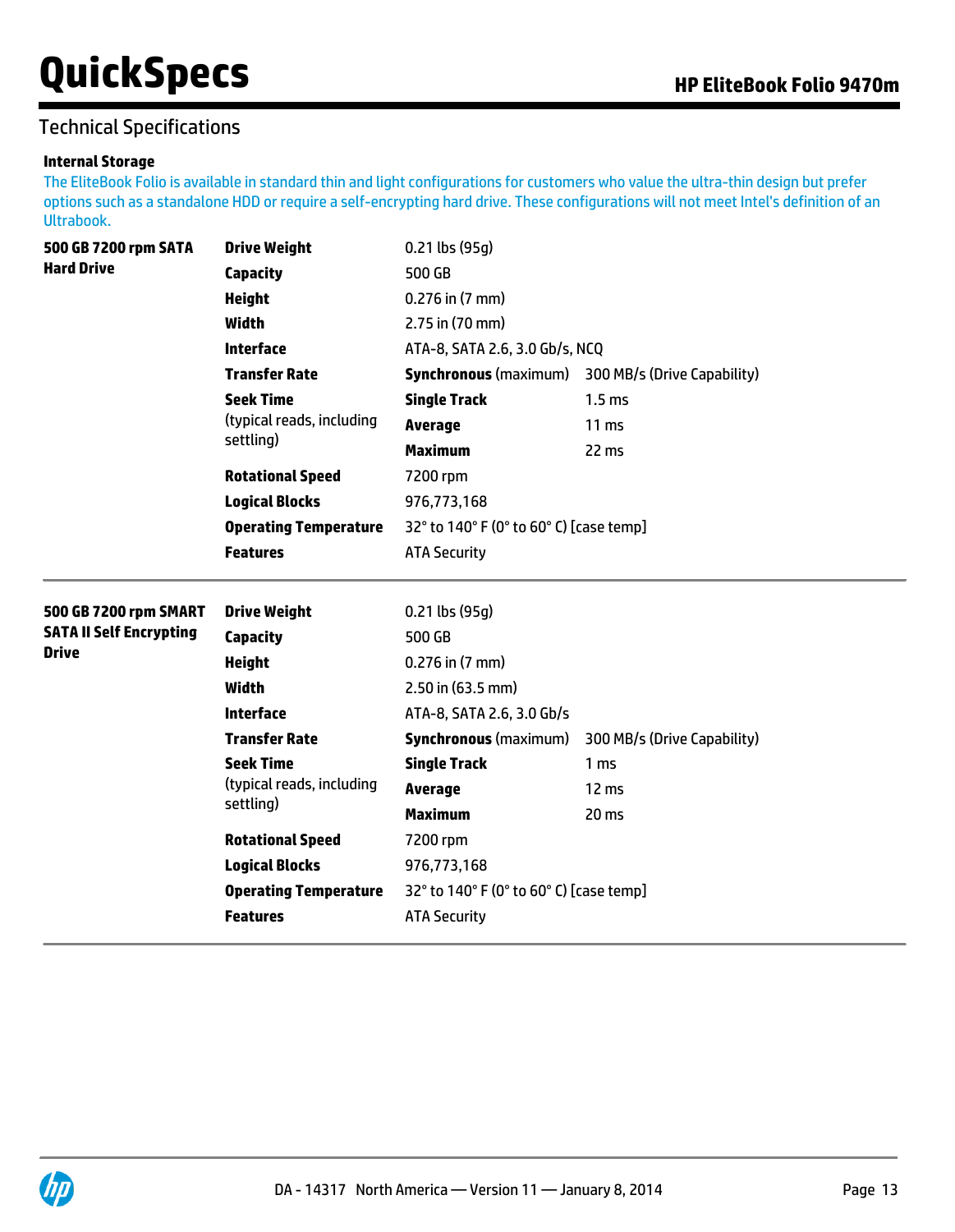## Technical Specifications

### Internal Storage

The EliteBook Folio is available in standard thin and light configurations for customers who value the ultra-thin design but prefer options such as a standalone HDD or require a self-encrypting hard drive. These configurations will not meet Intel's definition of an Ultrabook.

| | | | |
|---|---|---|---|
| **500 GB 7200 rpm SATA Hard Drive** | **Drive Weight** | 0.21 lbs (95g) | |
| | **Capacity** | 500 GB | |
| | **Height** | 0.276 in (7 mm) | |
| | **Width** | 2.75 in (70 mm) | |
| | **Interface** | ATA-8, SATA 2.6, 3.0 Gb/s, NCQ | |
| | **Transfer Rate** | **Synchronous** (maximum) | 300 MB/s (Drive Capability) |
| | **Seek Time** (typical reads, including settling) | **Single Track** | 1.5 ms |
| | | **Average** | 11 ms |
| | | **Maximum** | 22 ms |
| | **Rotational Speed** | 7200 rpm | |
| | **Logical Blocks** | 976,773,168 | |
| | **Operating Temperature** | 32° to 140° F (0° to 60° C) [case temp] | |
| | **Features** | ATA Security | |

| | | | |
|---|---|---|---|
| **500 GB 7200 rpm SMART SATA II Self Encrypting Drive** | **Drive Weight** | 0.21 lbs (95g) | |
| | **Capacity** | 500 GB | |
| | **Height** | 0.276 in (7 mm) | |
| | **Width** | 2.50 in (63.5 mm) | |
| | **Interface** | ATA-8, SATA 2.6, 3.0 Gb/s | |
| | **Transfer Rate** | **Synchronous** (maximum) | 300 MB/s (Drive Capability) |
| | **Seek Time** (typical reads, including settling) | **Single Track** | 1 ms |
| | | **Average** | 12 ms |
| | | **Maximum** | 20 ms |
| | **Rotational Speed** | 7200 rpm | |
| | **Logical Blocks** | 976,773,168 | |
| | **Operating Temperature** | 32° to 140° F (0° to 60° C) [case temp] | |
| | **Features** | ATA Security | |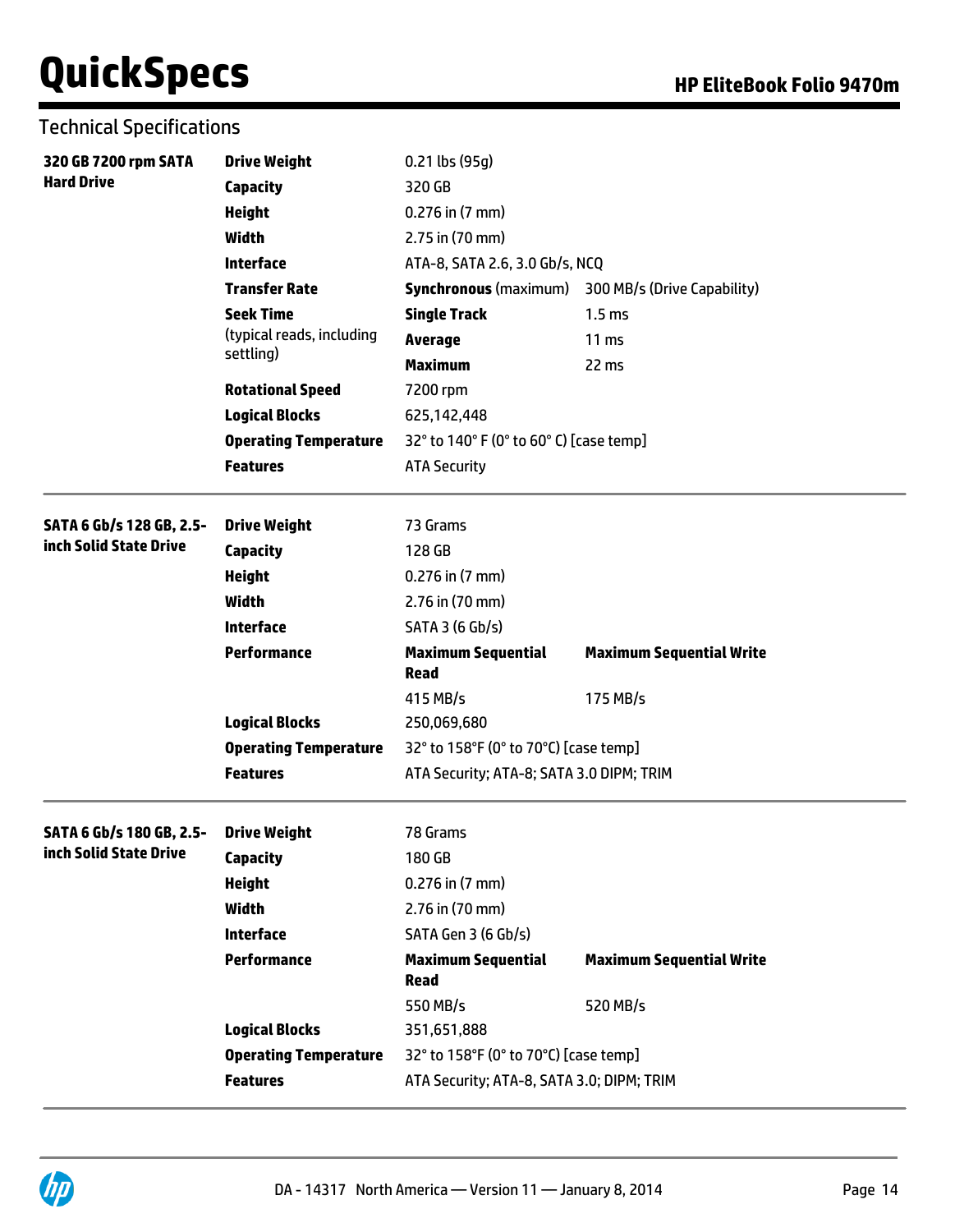## Technical Specifications

| | | | |
|---|---|---|---|
| **320 GB 7200 rpm SATA Hard Drive** | **Drive Weight** | 0.21 lbs (95g) | |
| | **Capacity** | 320 GB | |
| | **Height** | 0.276 in (7 mm) | |
| | **Width** | 2.75 in (70 mm) | |
| | **Interface** | ATA-8, SATA 2.6, 3.0 Gb/s, NCQ | |
| | **Transfer Rate** | **Synchronous** (maximum) | 300 MB/s (Drive Capability) |
| | **Seek Time** (typical reads, including settling) | **Single Track** | 1.5 ms |
| | | **Average** | 11 ms |
| | | **Maximum** | 22 ms |
| | **Rotational Speed** | 7200 rpm | |
| | **Logical Blocks** | 625,142,448 | |
| | **Operating Temperature** | 32° to 140° F (0° to 60° C) [case temp] | |
| | **Features** | ATA Security | |

| | | | |
|---|---|---|---|
| **SATA 6 Gb/s 128 GB, 2.5-inch Solid State Drive** | **Drive Weight** | 73 Grams | |
| | **Capacity** | 128 GB | |
| | **Height** | 0.276 in (7 mm) | |
| | **Width** | 2.76 in (70 mm) | |
| | **Interface** | SATA 3 (6 Gb/s) | |
| | **Performance** | **Maximum Sequential Read** | **Maximum Sequential Write** |
| | | 415 MB/s | 175 MB/s |
| | **Logical Blocks** | 250,069,680 | |
| | **Operating Temperature** | 32° to 158°F (0° to 70°C) [case temp] | |
| | **Features** | ATA Security; ATA-8; SATA 3.0 DIPM; TRIM | |

| | | | |
|---|---|---|---|
| **SATA 6 Gb/s 180 GB, 2.5-inch Solid State Drive** | **Drive Weight** | 78 Grams | |
| | **Capacity** | 180 GB | |
| | **Height** | 0.276 in (7 mm) | |
| | **Width** | 2.76 in (70 mm) | |
| | **Interface** | SATA Gen 3 (6 Gb/s) | |
| | **Performance** | **Maximum Sequential Read** | **Maximum Sequential Write** |
| | | 550 MB/s | 520 MB/s |
| | **Logical Blocks** | 351,651,888 | |
| | **Operating Temperature** | 32° to 158°F (0° to 70°C) [case temp] | |
| | **Features** | ATA Security; ATA-8, SATA 3.0; DIPM; TRIM | |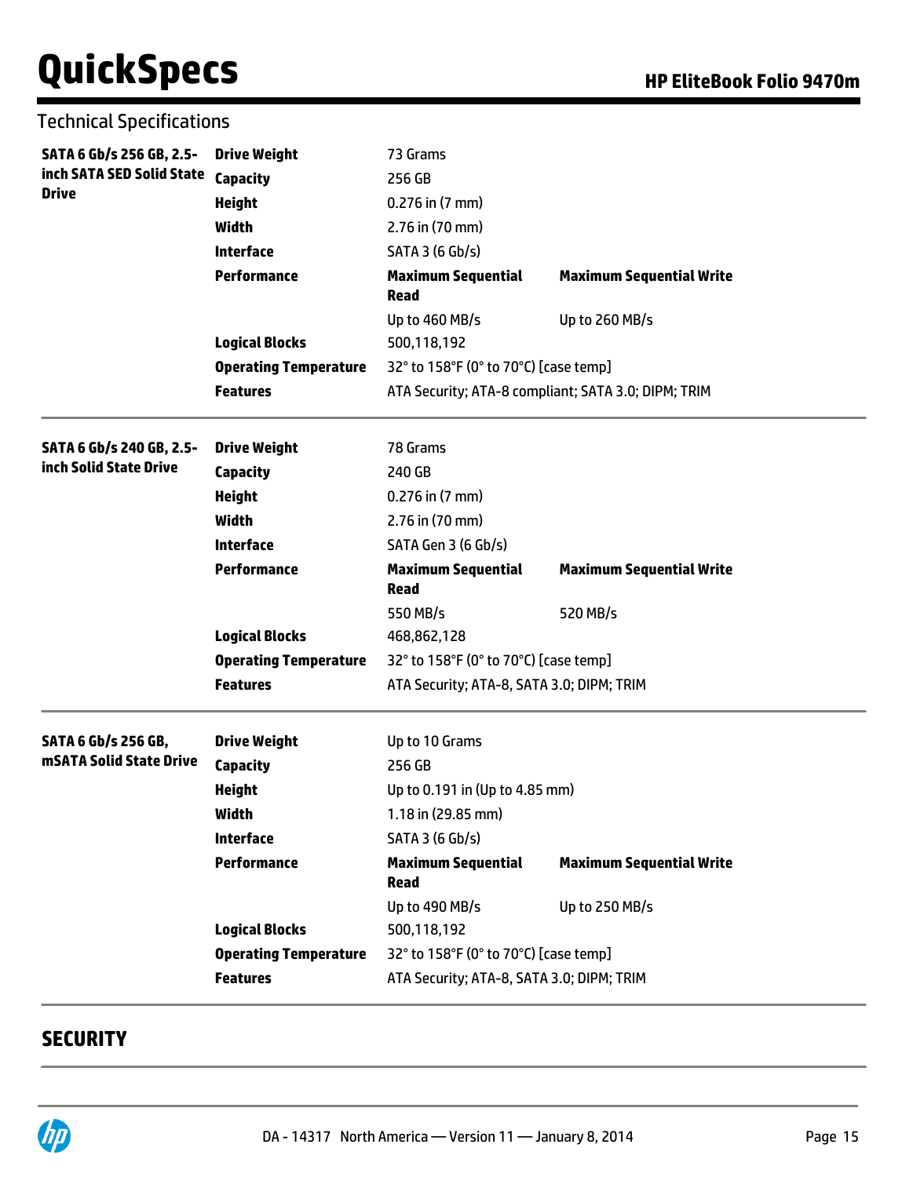Technical Specifications

| | | | |
|---|---|---|---|
| **SATA 6 Gb/s 256 GB, 2.5-inch SATA SED Solid State Drive** | **Drive Weight** | 73 Grams | |
| | **Capacity** | 256 GB | |
| | **Height** | 0.276 in (7 mm) | |
| | **Width** | 2.76 in (70 mm) | |
| | **Interface** | SATA 3 (6 Gb/s) | |
| | **Performance** | **Maximum Sequential Read** | **Maximum Sequential Write** |
| | | Up to 460 MB/s | Up to 260 MB/s |
| | **Logical Blocks** | 500,118,192 | |
| | **Operating Temperature** | 32° to 158°F (0° to 70°C) [case temp] | |
| | **Features** | ATA Security; ATA-8 compliant; SATA 3.0; DIPM; TRIM | |

| | | | |
|---|---|---|---|
| **SATA 6 Gb/s 240 GB, 2.5-inch Solid State Drive** | **Drive Weight** | 78 Grams | |
| | **Capacity** | 240 GB | |
| | **Height** | 0.276 in (7 mm) | |
| | **Width** | 2.76 in (70 mm) | |
| | **Interface** | SATA Gen 3 (6 Gb/s) | |
| | **Performance** | **Maximum Sequential Read** | **Maximum Sequential Write** |
| | | 550 MB/s | 520 MB/s |
| | **Logical Blocks** | 468,862,128 | |
| | **Operating Temperature** | 32° to 158°F (0° to 70°C) [case temp] | |
| | **Features** | ATA Security; ATA-8, SATA 3.0; DIPM; TRIM | |

| | | | |
|---|---|---|---|
| **SATA 6 Gb/s 256 GB, mSATA Solid State Drive** | **Drive Weight** | Up to 10 Grams | |
| | **Capacity** | 256 GB | |
| | **Height** | Up to 0.191 in (Up to 4.85 mm) | |
| | **Width** | 1.18 in (29.85 mm) | |
| | **Interface** | SATA 3 (6 Gb/s) | |
| | **Performance** | **Maximum Sequential Read** | **Maximum Sequential Write** |
| | | Up to 490 MB/s | Up to 250 MB/s |
| | **Logical Blocks** | 500,118,192 | |
| | **Operating Temperature** | 32° to 158°F (0° to 70°C) [case temp] | |
| | **Features** | ATA Security; ATA-8, SATA 3.0; DIPM; TRIM | |

## SECURITY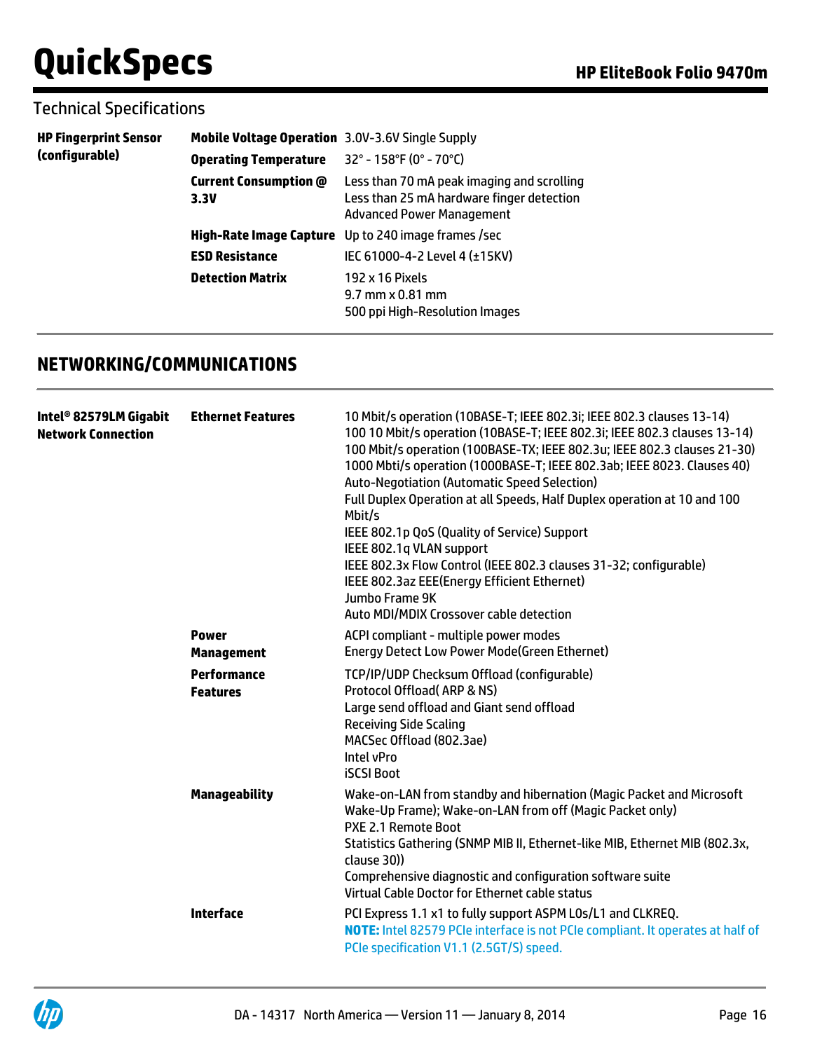Technical Specifications

| | | |
|---|---|---|
| **HP Fingerprint Sensor (configurable)** | **Mobile Voltage Operation** | 3.0V-3.6V Single Supply |
| | **Operating Temperature** | 32° - 158°F (0° - 70°C) |
| | **Current Consumption @ 3.3V** | Less than 70 mA peak imaging and scrolling<br>Less than 25 mA hardware finger detection<br>Advanced Power Management |
| | **High-Rate Image Capture** | Up to 240 image frames /sec |
| | **ESD Resistance** | IEC 61000-4-2 Level 4 (±15KV) |
| | **Detection Matrix** | 192 x 16 Pixels<br>9.7 mm x 0.81 mm<br>500 ppi High-Resolution Images |

## NETWORKING/COMMUNICATIONS

| | | |
|---|---|---|
| **Intel® 82579LM Gigabit Network Connection** | **Ethernet Features** | 10 Mbit/s operation (10BASE-T; IEEE 802.3i; IEEE 802.3 clauses 13-14)<br>100 10 Mbit/s operation (10BASE-T; IEEE 802.3i; IEEE 802.3 clauses 13-14)<br>100 Mbit/s operation (100BASE-TX; IEEE 802.3u; IEEE 802.3 clauses 21-30)<br>1000 Mbti/s operation (1000BASE-T; IEEE 802.3ab; IEEE 8023. Clauses 40)<br>Auto-Negotiation (Automatic Speed Selection)<br>Full Duplex Operation at all Speeds, Half Duplex operation at 10 and 100 Mbit/s<br>IEEE 802.1p QoS (Quality of Service) Support<br>IEEE 802.1q VLAN support<br>IEEE 802.3x Flow Control (IEEE 802.3 clauses 31-32; configurable)<br>IEEE 802.3az EEE(Energy Efficient Ethernet)<br>Jumbo Frame 9K<br>Auto MDI/MDIX Crossover cable detection |
| | **Power Management** | ACPI compliant - multiple power modes<br>Energy Detect Low Power Mode(Green Ethernet) |
| | **Performance Features** | TCP/IP/UDP Checksum Offload (configurable)<br>Protocol Offload( ARP & NS)<br>Large send offload and Giant send offload<br>Receiving Side Scaling<br>MACSec Offload (802.3ae)<br>Intel vPro<br>iSCSI Boot |
| | **Manageability** | Wake-on-LAN from standby and hibernation (Magic Packet and Microsoft Wake-Up Frame); Wake-on-LAN from off (Magic Packet only)<br>PXE 2.1 Remote Boot<br>Statistics Gathering (SNMP MIB II, Ethernet-like MIB, Ethernet MIB (802.3x, clause 30))<br>Comprehensive diagnostic and configuration software suite<br>Virtual Cable Doctor for Ethernet cable status |
| | **Interface** | PCI Express 1.1 x1 to fully support ASPM L0s/L1 and CLKREQ.<br>**NOTE:** Intel 82579 PCIe interface is not PCIe compliant. It operates at half of PCIe specification V1.1 (2.5GT/S) speed. |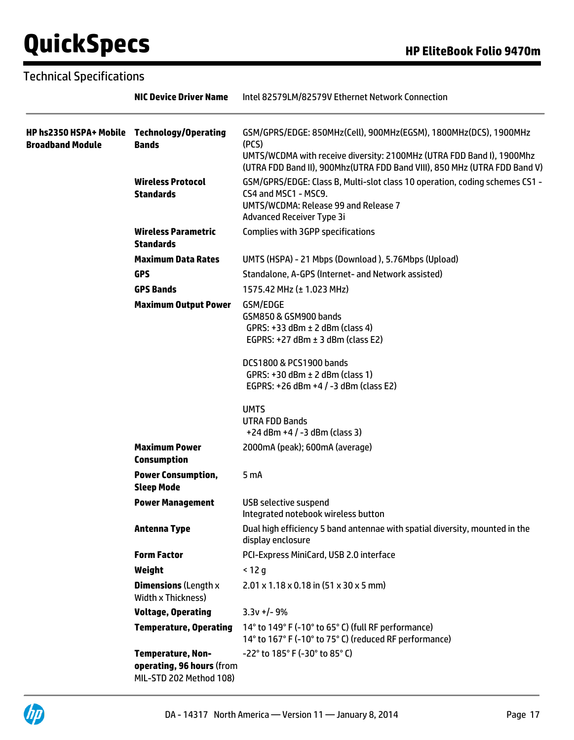## Technical Specifications

| | | |
|---|---|---|
| | **NIC Device Driver Name** | Intel 82579LM/82579V Ethernet Network Connection |
| **HP hs2350 HSPA+ Mobile Broadband Module** | **Technology/Operating Bands** | GSM/GPRS/EDGE: 850MHz(Cell), 900MHz(EGSM), 1800MHz(DCS), 1900MHz (PCS)<br>UMTS/WCDMA with receive diversity: 2100MHz (UTRA FDD Band I), 1900Mhz (UTRA FDD Band II), 900Mhz(UTRA FDD Band VIII), 850 MHz (UTRA FDD Band V) |
| | **Wireless Protocol Standards** | GSM/GPRS/EDGE: Class B, Multi-slot class 10 operation, coding schemes CS1 - CS4 and MSC1 - MSC9.<br>UMTS/WCDMA: Release 99 and Release 7<br>Advanced Receiver Type 3i |
| | **Wireless Parametric Standards** | Complies with 3GPP specifications |
| | **Maximum Data Rates** | UMTS (HSPA) - 21 Mbps (Download ), 5.76Mbps (Upload) |
| | **GPS** | Standalone, A-GPS (Internet- and Network assisted) |
| | **GPS Bands** | 1575.42 MHz (± 1.023 MHz) |
| | **Maximum Output Power** | GSM/EDGE<br>GSM850 & GSM900 bands<br>GPRS: +33 dBm ± 2 dBm (class 4)<br>EGPRS: +27 dBm ± 3 dBm (class E2)<br><br>DCS1800 & PCS1900 bands<br>GPRS: +30 dBm ± 2 dBm (class 1)<br>EGPRS: +26 dBm +4 / -3 dBm (class E2)<br><br>UMTS<br>UTRA FDD Bands<br>+24 dBm +4 / -3 dBm (class 3) |
| | **Maximum Power Consumption** | 2000mA (peak); 600mA (average) |
| | **Power Consumption, Sleep Mode** | 5 mA |
| | **Power Management** | USB selective suspend<br>Integrated notebook wireless button |
| | **Antenna Type** | Dual high efficiency 5 band antennae with spatial diversity, mounted in the display enclosure |
| | **Form Factor** | PCI-Express MiniCard, USB 2.0 interface |
| | **Weight** | < 12 g |
| | **Dimensions** (Length x Width x Thickness) | 2.01 x 1.18 x 0.18 in (51 x 30 x 5 mm) |
| | **Voltage, Operating** | 3.3v +/- 9% |
| | **Temperature, Operating** | 14° to 149° F (-10° to 65° C) (full RF performance)<br>14° to 167° F (-10° to 75° C) (reduced RF performance) |
| | **Temperature, Non-operating, 96 hours** (from MIL-STD 202 Method 108) | -22° to 185° F (-30° to 85° C) |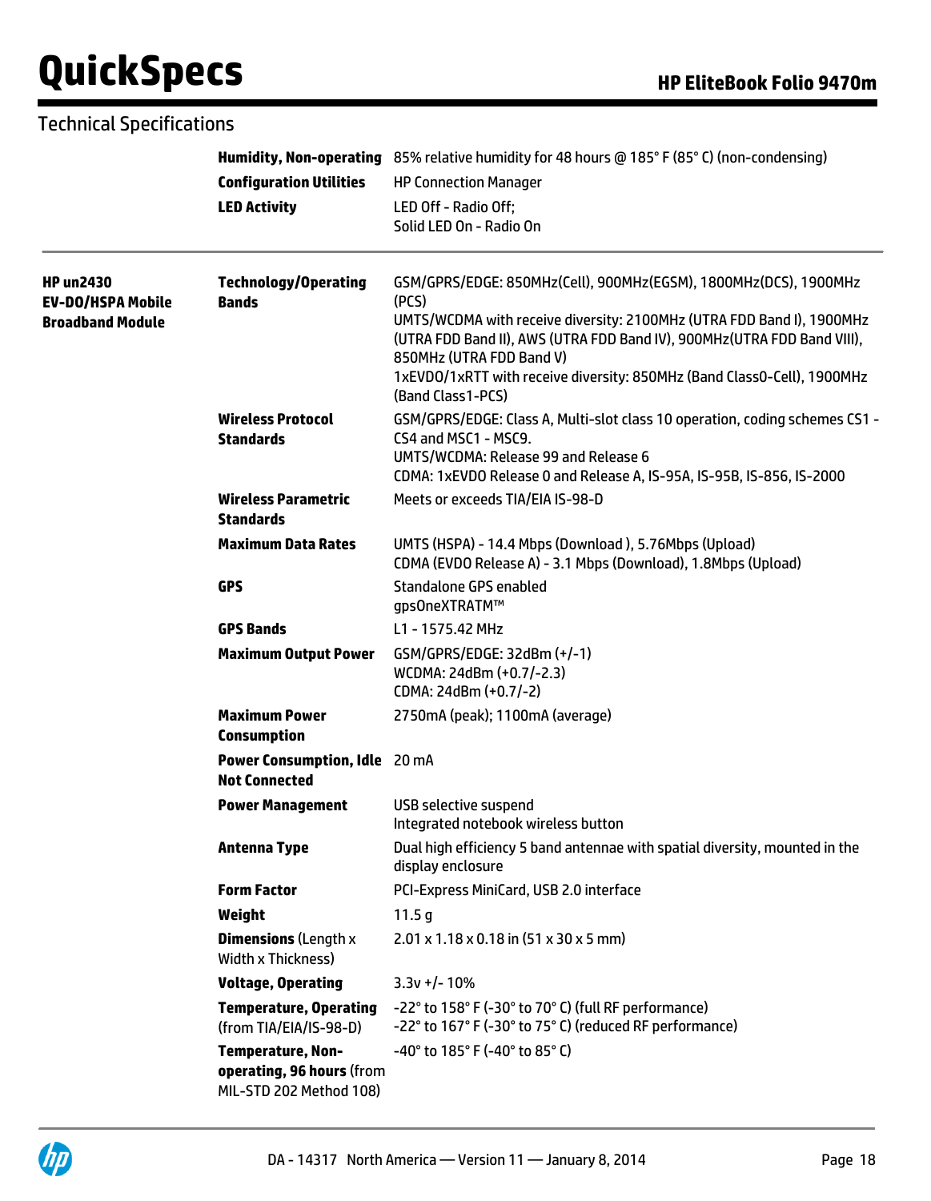Technical Specifications

| | | |
|---|---|---|
| | **Humidity, Non-operating** | 85% relative humidity for 48 hours @ 185° F (85° C) (non-condensing) |
| | **Configuration Utilities** | HP Connection Manager |
| | **LED Activity** | LED Off - Radio Off;<br>Solid LED On - Radio On |
| **HP un2430 EV-DO/HSPA Mobile Broadband Module** | **Technology/Operating Bands** | GSM/GPRS/EDGE: 850MHz(Cell), 900MHz(EGSM), 1800MHz(DCS), 1900MHz (PCS)<br>UMTS/WCDMA with receive diversity: 2100MHz (UTRA FDD Band I), 1900MHz (UTRA FDD Band II), AWS (UTRA FDD Band IV), 900MHz(UTRA FDD Band VIII), 850MHz (UTRA FDD Band V)<br>1xEVDO/1xRTT with receive diversity: 850MHz (Band Class0-Cell), 1900MHz (Band Class1-PCS) |
| | **Wireless Protocol Standards** | GSM/GPRS/EDGE: Class A, Multi-slot class 10 operation, coding schemes CS1 - CS4 and MSC1 - MSC9.<br>UMTS/WCDMA: Release 99 and Release 6<br>CDMA: 1xEVDO Release 0 and Release A, IS-95A, IS-95B, IS-856, IS-2000 |
| | **Wireless Parametric Standards** | Meets or exceeds TIA/EIA IS-98-D |
| | **Maximum Data Rates** | UMTS (HSPA) - 14.4 Mbps (Download ), 5.76Mbps (Upload)<br>CDMA (EVDO Release A) - 3.1 Mbps (Download), 1.8Mbps (Upload) |
| | **GPS** | Standalone GPS enabled<br>gpsOneXTRATM™ |
| | **GPS Bands** | L1 - 1575.42 MHz |
| | **Maximum Output Power** | GSM/GPRS/EDGE: 32dBm (+/-1)<br>WCDMA: 24dBm (+0.7/-2.3)<br>CDMA: 24dBm (+0.7/-2) |
| | **Maximum Power Consumption** | 2750mA (peak); 1100mA (average) |
| | **Power Consumption, Idle Not Connected** | 20 mA |
| | **Power Management** | USB selective suspend<br>Integrated notebook wireless button |
| | **Antenna Type** | Dual high efficiency 5 band antennae with spatial diversity, mounted in the display enclosure |
| | **Form Factor** | PCI-Express MiniCard, USB 2.0 interface |
| | **Weight** | 11.5 g |
| | **Dimensions** (Length x Width x Thickness) | 2.01 x 1.18 x 0.18 in (51 x 30 x 5 mm) |
| | **Voltage, Operating** | 3.3v +/- 10% |
| | **Temperature, Operating** (from TIA/EIA/IS-98-D) | -22° to 158° F (-30° to 70° C) (full RF performance)<br>-22° to 167° F (-30° to 75° C) (reduced RF performance) |
| | **Temperature, Non-operating, 96 hours** (from MIL-STD 202 Method 108) | -40° to 185° F (-40° to 85° C) |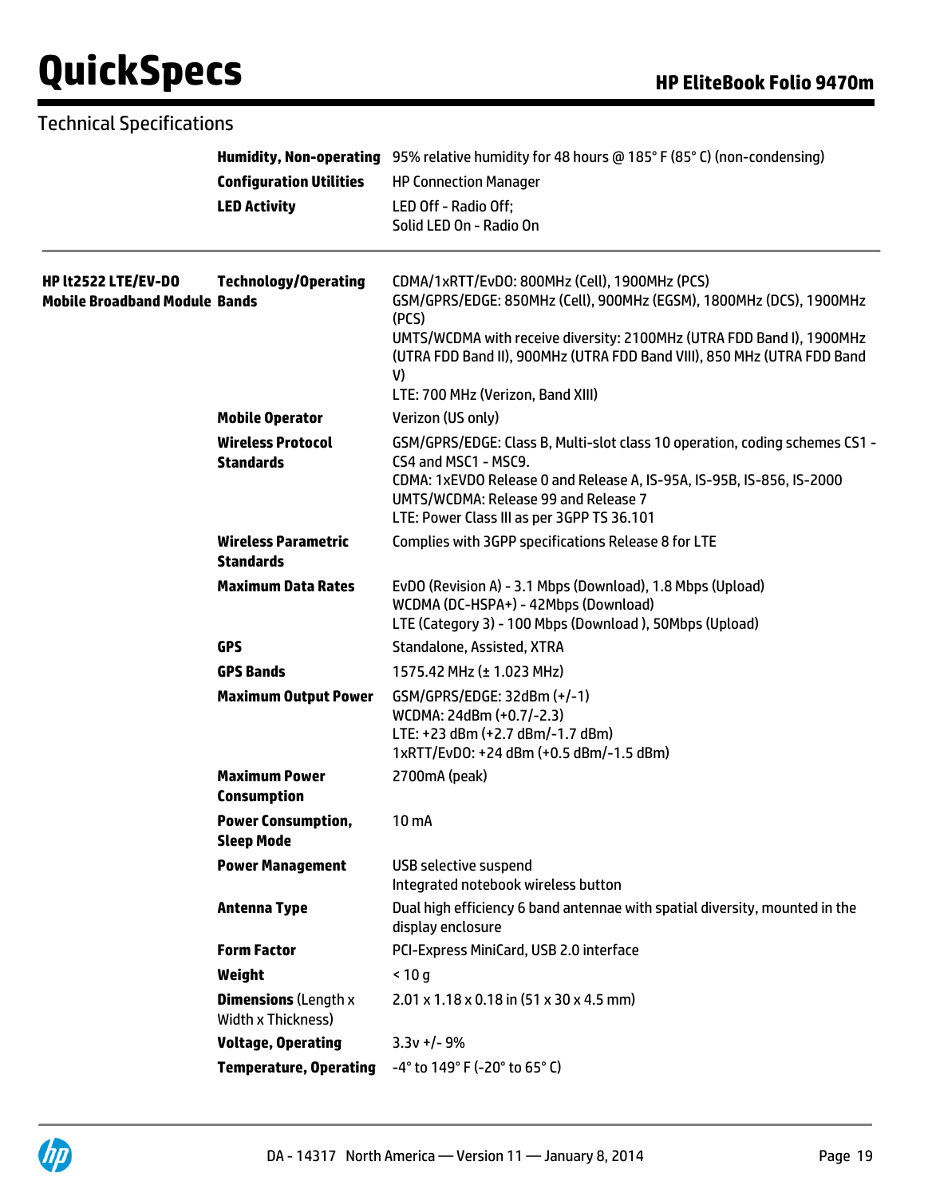## Technical Specifications

| | | |
|---|---|---|
| | **Humidity, Non-operating** | 95% relative humidity for 48 hours @ 185° F (85° C) (non-condensing) |
| | **Configuration Utilities** | HP Connection Manager |
| | **LED Activity** | LED Off - Radio Off;<br>Solid LED On - Radio On |
| **HP lt2522 LTE/EV-DO Mobile Broadband Module** | **Technology/Operating Bands** | CDMA/1xRTT/EvDO: 800MHz (Cell), 1900MHz (PCS)<br>GSM/GPRS/EDGE: 850MHz (Cell), 900MHz (EGSM), 1800MHz (DCS), 1900MHz (PCS)<br>UMTS/WCDMA with receive diversity: 2100MHz (UTRA FDD Band I), 1900MHz (UTRA FDD Band II), 900MHz (UTRA FDD Band VIII), 850 MHz (UTRA FDD Band V)<br>LTE: 700 MHz (Verizon, Band XIII) |
| | **Mobile Operator** | Verizon (US only) |
| | **Wireless Protocol Standards** | GSM/GPRS/EDGE: Class B, Multi-slot class 10 operation, coding schemes CS1 - CS4 and MSC1 - MSC9.<br>CDMA: 1xEVDO Release 0 and Release A, IS-95A, IS-95B, IS-856, IS-2000<br>UMTS/WCDMA: Release 99 and Release 7<br>LTE: Power Class III as per 3GPP TS 36.101 |
| | **Wireless Parametric Standards** | Complies with 3GPP specifications Release 8 for LTE |
| | **Maximum Data Rates** | EvDO (Revision A) - 3.1 Mbps (Download), 1.8 Mbps (Upload)<br>WCDMA (DC-HSPA+) - 42Mbps (Download)<br>LTE (Category 3) - 100 Mbps (Download ), 50Mbps (Upload) |
| | **GPS** | Standalone, Assisted, XTRA |
| | **GPS Bands** | 1575.42 MHz (± 1.023 MHz) |
| | **Maximum Output Power** | GSM/GPRS/EDGE: 32dBm (+/-1)<br>WCDMA: 24dBm (+0.7/-2.3)<br>LTE: +23 dBm (+2.7 dBm/-1.7 dBm)<br>1xRTT/EvDO: +24 dBm (+0.5 dBm/-1.5 dBm) |
| | **Maximum Power Consumption** | 2700mA (peak) |
| | **Power Consumption, Sleep Mode** | 10 mA |
| | **Power Management** | USB selective suspend<br>Integrated notebook wireless button |
| | **Antenna Type** | Dual high efficiency 6 band antennae with spatial diversity, mounted in the display enclosure |
| | **Form Factor** | PCI-Express MiniCard, USB 2.0 interface |
| | **Weight** | < 10 g |
| | **Dimensions** (Length x Width x Thickness) | 2.01 x 1.18 x 0.18 in (51 x 30 x 4.5 mm) |
| | **Voltage, Operating** | 3.3v +/- 9% |
| | **Temperature, Operating** | -4° to 149° F (-20° to 65° C) |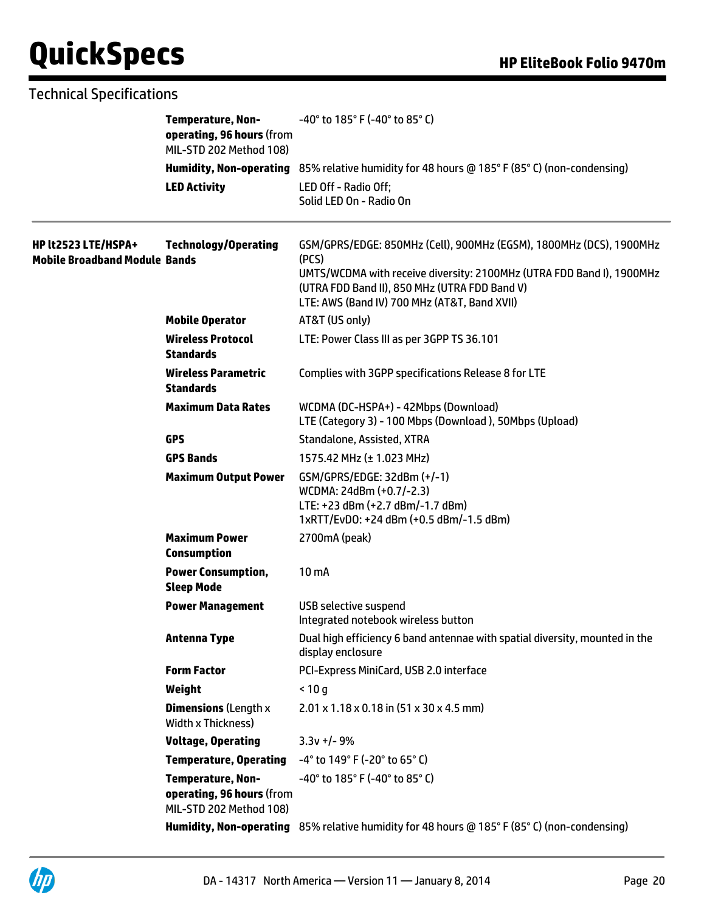## Technical Specifications

| | | |
|---|---|---|
| | **Temperature, Non-operating, 96 hours** (from MIL-STD 202 Method 108) | -40° to 185° F (-40° to 85° C) |
| | **Humidity, Non-operating** | 85% relative humidity for 48 hours @ 185° F (85° C) (non-condensing) |
| | **LED Activity** | LED Off - Radio Off;<br>Solid LED On - Radio On |

| | | |
|---|---|---|
| **HP lt2523 LTE/HSPA+ Mobile Broadband Module** | **Technology/Operating Bands** | GSM/GPRS/EDGE: 850MHz (Cell), 900MHz (EGSM), 1800MHz (DCS), 1900MHz (PCS)<br>UMTS/WCDMA with receive diversity: 2100MHz (UTRA FDD Band I), 1900MHz (UTRA FDD Band II), 850 MHz (UTRA FDD Band V)<br>LTE: AWS (Band IV) 700 MHz (AT&T, Band XVII) |
| | **Mobile Operator** | AT&T (US only) |
| | **Wireless Protocol Standards** | LTE: Power Class III as per 3GPP TS 36.101 |
| | **Wireless Parametric Standards** | Complies with 3GPP specifications Release 8 for LTE |
| | **Maximum Data Rates** | WCDMA (DC-HSPA+) - 42Mbps (Download)<br>LTE (Category 3) - 100 Mbps (Download ), 50Mbps (Upload) |
| | **GPS** | Standalone, Assisted, XTRA |
| | **GPS Bands** | 1575.42 MHz (± 1.023 MHz) |
| | **Maximum Output Power** | GSM/GPRS/EDGE: 32dBm (+/-1)<br>WCDMA: 24dBm (+0.7/-2.3)<br>LTE: +23 dBm (+2.7 dBm/-1.7 dBm)<br>1xRTT/EvDO: +24 dBm (+0.5 dBm/-1.5 dBm) |
| | **Maximum Power Consumption** | 2700mA (peak) |
| | **Power Consumption, Sleep Mode** | 10 mA |
| | **Power Management** | USB selective suspend<br>Integrated notebook wireless button |
| | **Antenna Type** | Dual high efficiency 6 band antennae with spatial diversity, mounted in the display enclosure |
| | **Form Factor** | PCI-Express MiniCard, USB 2.0 interface |
| | **Weight** | < 10 g |
| | **Dimensions** (Length x Width x Thickness) | 2.01 x 1.18 x 0.18 in (51 x 30 x 4.5 mm) |
| | **Voltage, Operating** | 3.3v +/- 9% |
| | **Temperature, Operating** | -4° to 149° F (-20° to 65° C) |
| | **Temperature, Non-operating, 96 hours** (from MIL-STD 202 Method 108) | -40° to 185° F (-40° to 85° C) |
| | **Humidity, Non-operating** | 85% relative humidity for 48 hours @ 185° F (85° C) (non-condensing) |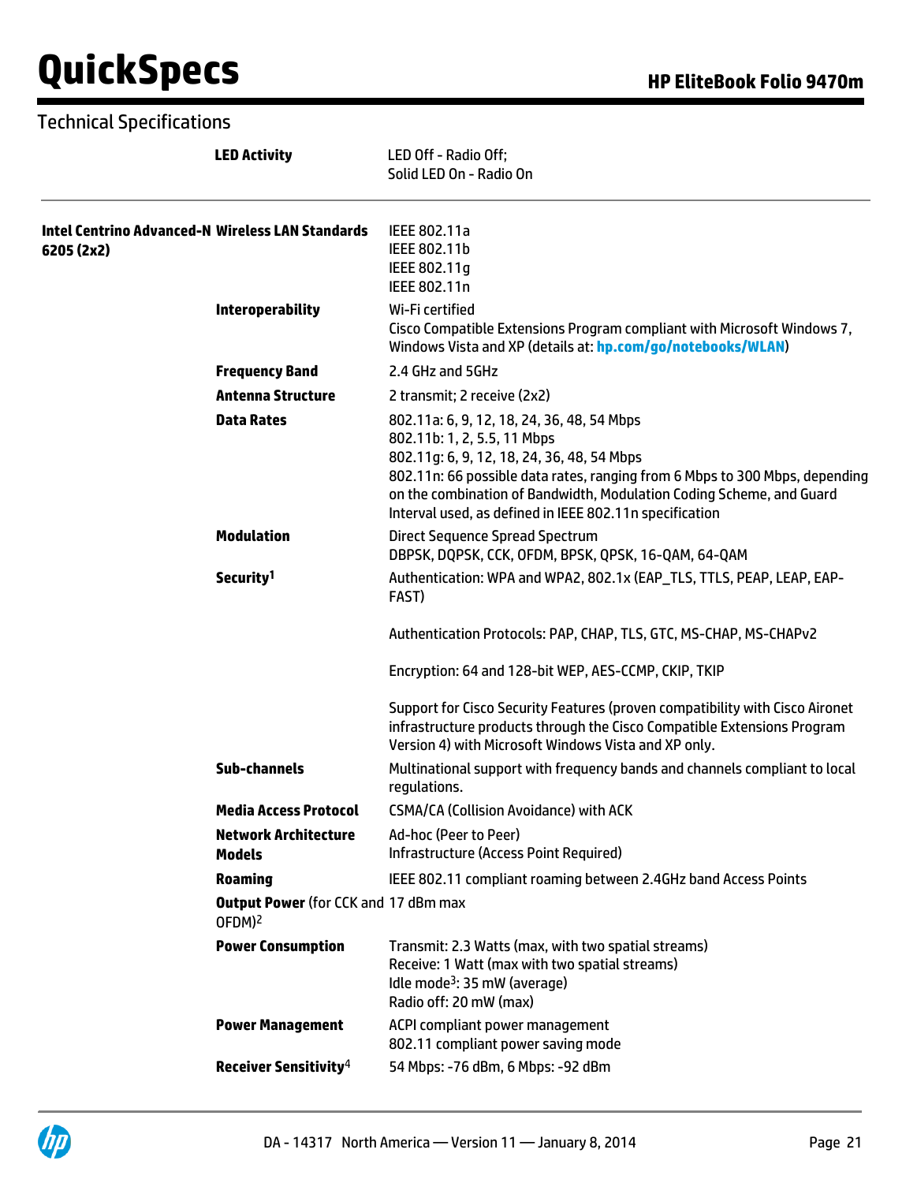## Technical Specifications

| | | |
|---|---|---|
| | **LED Activity** | LED Off - Radio Off;<br>Solid LED On - Radio On |
| **Intel Centrino Advanced-N 6205 (2x2)** | **Wireless LAN Standards** | IEEE 802.11a<br>IEEE 802.11b<br>IEEE 802.11g<br>IEEE 802.11n |
| | **Interoperability** | Wi-Fi certified<br>Cisco Compatible Extensions Program compliant with Microsoft Windows 7, Windows Vista and XP (details at: **hp.com/go/notebooks/WLAN**) |
| | **Frequency Band** | 2.4 GHz and 5GHz |
| | **Antenna Structure** | 2 transmit; 2 receive (2x2) |
| | **Data Rates** | 802.11a: 6, 9, 12, 18, 24, 36, 48, 54 Mbps<br>802.11b: 1, 2, 5.5, 11 Mbps<br>802.11g: 6, 9, 12, 18, 24, 36, 48, 54 Mbps<br>802.11n: 66 possible data rates, ranging from 6 Mbps to 300 Mbps, depending on the combination of Bandwidth, Modulation Coding Scheme, and Guard Interval used, as defined in IEEE 802.11n specification |
| | **Modulation** | Direct Sequence Spread Spectrum<br>DBPSK, DQPSK, CCK, OFDM, BPSK, QPSK, 16-QAM, 64-QAM |
| | **Security**[1] | Authentication: WPA and WPA2, 802.1x (EAP_TLS, TTLS, PEAP, LEAP, EAP-FAST)<br><br>Authentication Protocols: PAP, CHAP, TLS, GTC, MS-CHAP, MS-CHAPv2<br><br>Encryption: 64 and 128-bit WEP, AES-CCMP, CKIP, TKIP<br><br>Support for Cisco Security Features (proven compatibility with Cisco Aironet infrastructure products through the Cisco Compatible Extensions Program Version 4) with Microsoft Windows Vista and XP only. |
| | **Sub-channels** | Multinational support with frequency bands and channels compliant to local regulations. |
| | **Media Access Protocol** | CSMA/CA (Collision Avoidance) with ACK |
| | **Network Architecture Models** | Ad-hoc (Peer to Peer)<br>Infrastructure (Access Point Required) |
| | **Roaming** | IEEE 802.11 compliant roaming between 2.4GHz band Access Points |
| | **Output Power** (for CCK and OFDM)[2] | 17 dBm max |
| | **Power Consumption** | Transmit: 2.3 Watts (max, with two spatial streams)<br>Receive: 1 Watt (max with two spatial streams)<br>Idle mode[3]: 35 mW (average)<br>Radio off: 20 mW (max) |
| | **Power Management** | ACPI compliant power management<br>802.11 compliant power saving mode |
| | **Receiver Sensitivity**[4] | 54 Mbps: -76 dBm, 6 Mbps: -92 dBm |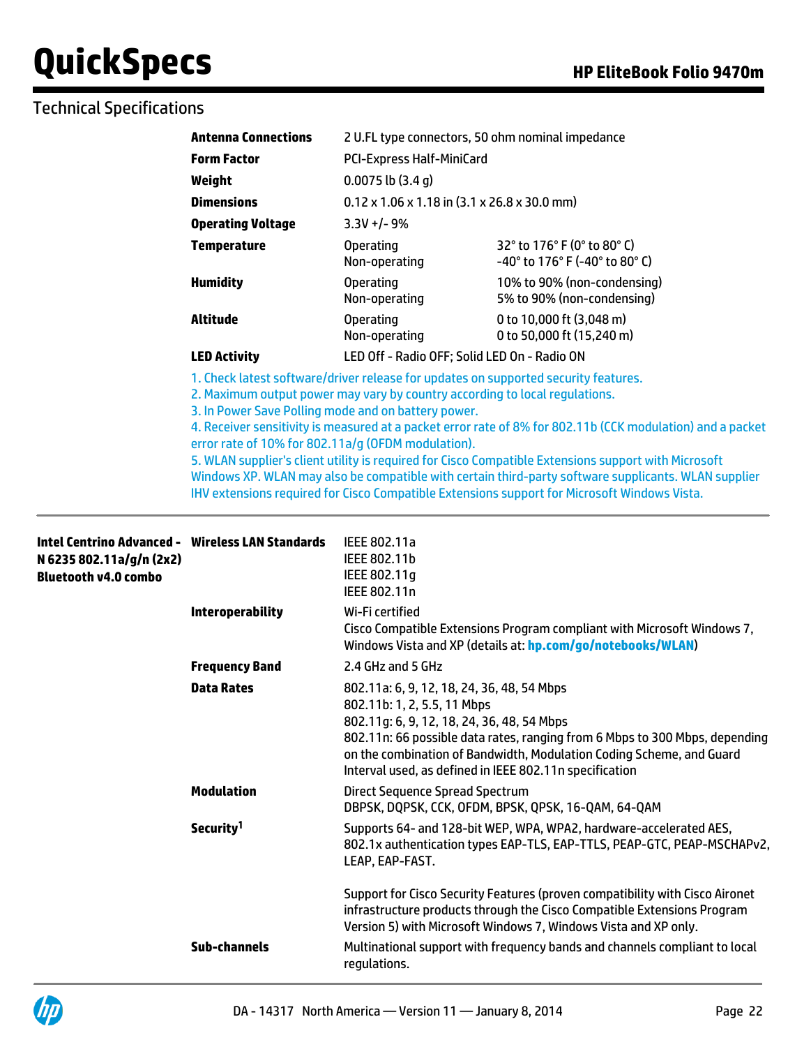## Technical Specifications

| | | | |
|---|---|---|---|
| | **Antenna Connections** | 2 U.FL type connectors, 50 ohm nominal impedance | |
| | **Form Factor** | PCI-Express Half-MiniCard | |
| | **Weight** | 0.0075 lb (3.4 g) | |
| | **Dimensions** | 0.12 x 1.06 x 1.18 in (3.1 x 26.8 x 30.0 mm) | |
| | **Operating Voltage** | 3.3V +/- 9% | |
| | **Temperature** | Operating<br>Non-operating | 32° to 176° F (0° to 80° C)<br>-40° to 176° F (-40° to 80° C) |
| | **Humidity** | Operating<br>Non-operating | 10% to 90% (non-condensing)<br>5% to 90% (non-condensing) |
| | **Altitude** | Operating<br>Non-operating | 0 to 10,000 ft (3,048 m)<br>0 to 50,000 ft (15,240 m) |
| | **LED Activity** | LED Off - Radio OFF; Solid LED On - Radio ON | |

1. Check latest software/driver release for updates on supported security features.
2. Maximum output power may vary by country according to local regulations.
3. In Power Save Polling mode and on battery power.
4. Receiver sensitivity is measured at a packet error rate of 8% for 802.11b (CCK modulation) and a packet error rate of 10% for 802.11a/g (OFDM modulation).
5. WLAN supplier's client utility is required for Cisco Compatible Extensions support with Microsoft Windows XP. WLAN may also be compatible with certain third-party software supplicants. WLAN supplier IHV extensions required for Cisco Compatible Extensions support for Microsoft Windows Vista.

| | | |
|---|---|---|
| **Intel Centrino Advanced - N 6235 802.11a/g/n (2x2) Bluetooth v4.0 combo** | **Wireless LAN Standards** | IEEE 802.11a<br>IEEE 802.11b<br>IEEE 802.11g<br>IEEE 802.11n |
| | **Interoperability** | Wi-Fi certified<br>Cisco Compatible Extensions Program compliant with Microsoft Windows 7, Windows Vista and XP (details at: **hp.com/go/notebooks/WLAN**) |
| | **Frequency Band** | 2.4 GHz and 5 GHz |
| | **Data Rates** | 802.11a: 6, 9, 12, 18, 24, 36, 48, 54 Mbps<br>802.11b: 1, 2, 5.5, 11 Mbps<br>802.11g: 6, 9, 12, 18, 24, 36, 48, 54 Mbps<br>802.11n: 66 possible data rates, ranging from 6 Mbps to 300 Mbps, depending on the combination of Bandwidth, Modulation Coding Scheme, and Guard Interval used, as defined in IEEE 802.11n specification |
| | **Modulation** | Direct Sequence Spread Spectrum<br>DBPSK, DQPSK, CCK, OFDM, BPSK, QPSK, 16-QAM, 64-QAM |
| | **Security[1]** | Supports 64- and 128-bit WEP, WPA, WPA2, hardware-accelerated AES, 802.1x authentication types EAP-TLS, EAP-TTLS, PEAP-GTC, PEAP-MSCHAPv2, LEAP, EAP-FAST.<br><br>Support for Cisco Security Features (proven compatibility with Cisco Aironet infrastructure products through the Cisco Compatible Extensions Program Version 5) with Microsoft Windows 7, Windows Vista and XP only. |
| | **Sub-channels** | Multinational support with frequency bands and channels compliant to local regulations. |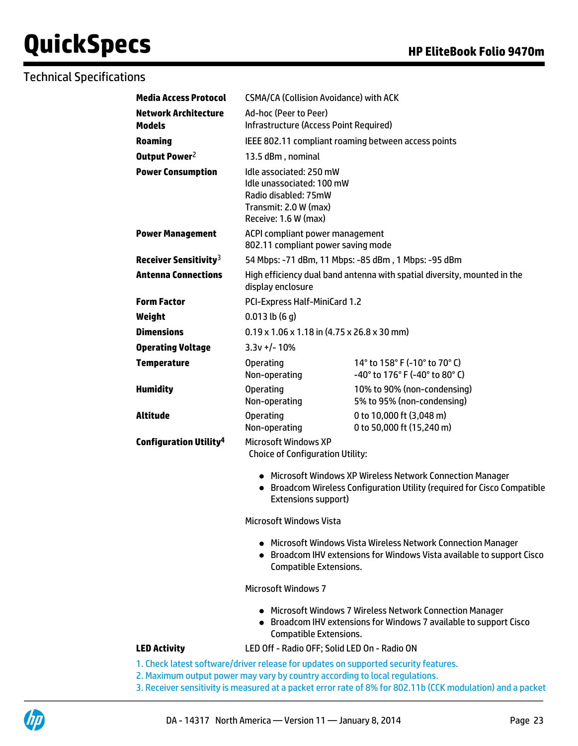## Technical Specifications

| | | |
|---|---|---|
| **Media Access Protocol** | CSMA/CA (Collision Avoidance) with ACK | |
| **Network Architecture Models** | Ad-hoc (Peer to Peer)<br>Infrastructure (Access Point Required) | |
| **Roaming** | IEEE 802.11 compliant roaming between access points | |
| **Output Power**[2] | 13.5 dBm , nominal | |
| **Power Consumption** | Idle associated: 250 mW<br>Idle unassociated: 100 mW<br>Radio disabled: 75mW<br>Transmit: 2.0 W (max)<br>Receive: 1.6 W (max) | |
| **Power Management** | ACPI compliant power management<br>802.11 compliant power saving mode | |
| **Receiver Sensitivity**[3] | 54 Mbps: -71 dBm, 11 Mbps: -85 dBm , 1 Mbps: -95 dBm | |
| **Antenna Connections** | High efficiency dual band antenna with spatial diversity, mounted in the display enclosure | |
| **Form Factor** | PCI-Express Half-MiniCard 1.2 | |
| **Weight** | 0.013 lb (6 g) | |
| **Dimensions** | 0.19 x 1.06 x 1.18 in (4.75 x 26.8 x 30 mm) | |
| **Operating Voltage** | 3.3v +/- 10% | |
| **Temperature** | Operating<br>Non-operating | 14° to 158° F (-10° to 70° C)<br>-40° to 176° F (-40° to 80° C) |
| **Humidity** | Operating<br>Non-operating | 10% to 90% (non-condensing)<br>5% to 95% (non-condensing) |
| **Altitude** | Operating<br>Non-operating | 0 to 10,000 ft (3,048 m)<br>0 to 50,000 ft (15,240 m) |

**Configuration Utility**[4]

Microsoft Windows XP
Choice of Configuration Utility:

- Microsoft Windows XP Wireless Network Connection Manager
- Broadcom Wireless Configuration Utility (required for Cisco Compatible Extensions support)

Microsoft Windows Vista

- Microsoft Windows Vista Wireless Network Connection Manager
- Broadcom IHV extensions for Windows Vista available to support Cisco Compatible Extensions.

Microsoft Windows 7

- Microsoft Windows 7 Wireless Network Connection Manager
- Broadcom IHV extensions for Windows 7 available to support Cisco Compatible Extensions.

**LED Activity** LED Off - Radio OFF; Solid LED On - Radio ON

1. Check latest software/driver release for updates on supported security features.
2. Maximum output power may vary by country according to local regulations.
3. Receiver sensitivity is measured at a packet error rate of 8% for 802.11b (CCK modulation) and a packet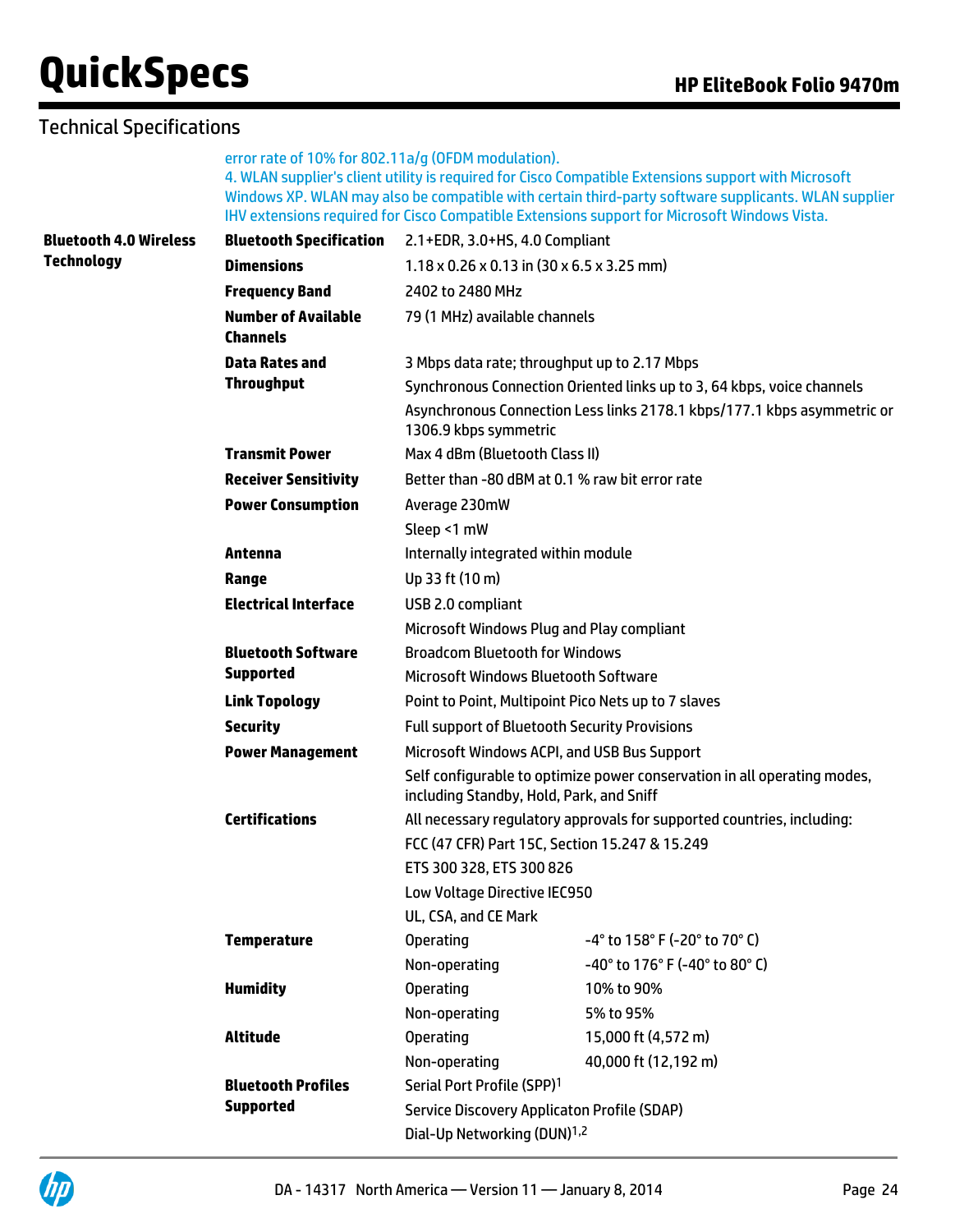## Technical Specifications

error rate of 10% for 802.11a/g (OFDM modulation).
4. WLAN supplier's client utility is required for Cisco Compatible Extensions support with Microsoft Windows XP. WLAN may also be compatible with certain third-party software supplicants. WLAN supplier IHV extensions required for Cisco Compatible Extensions support for Microsoft Windows Vista.

| | | | |
|---|---|---|---|
| **Bluetooth 4.0 Wireless Technology** | **Bluetooth Specification** | 2.1+EDR, 3.0+HS, 4.0 Compliant | |
| | **Dimensions** | 1.18 x 0.26 x 0.13 in (30 x 6.5 x 3.25 mm) | |
| | **Frequency Band** | 2402 to 2480 MHz | |
| | **Number of Available Channels** | 79 (1 MHz) available channels | |
| | **Data Rates and Throughput** | 3 Mbps data rate; throughput up to 2.17 Mbps | |
| | | Synchronous Connection Oriented links up to 3, 64 kbps, voice channels | |
| | | Asynchronous Connection Less links 2178.1 kbps/177.1 kbps asymmetric or 1306.9 kbps symmetric | |
| | **Transmit Power** | Max 4 dBm (Bluetooth Class II) | |
| | **Receiver Sensitivity** | Better than -80 dBM at 0.1 % raw bit error rate | |
| | **Power Consumption** | Average 230mW | |
| | | Sleep <1 mW | |
| | **Antenna** | Internally integrated within module | |
| | **Range** | Up 33 ft (10 m) | |
| | **Electrical Interface** | USB 2.0 compliant | |
| | | Microsoft Windows Plug and Play compliant | |
| | **Bluetooth Software Supported** | Broadcom Bluetooth for Windows | |
| | | Microsoft Windows Bluetooth Software | |
| | **Link Topology** | Point to Point, Multipoint Pico Nets up to 7 slaves | |
| | **Security** | Full support of Bluetooth Security Provisions | |
| | **Power Management** | Microsoft Windows ACPI, and USB Bus Support | |
| | | Self configurable to optimize power conservation in all operating modes, including Standby, Hold, Park, and Sniff | |
| | **Certifications** | All necessary regulatory approvals for supported countries, including: | |
| | | FCC (47 CFR) Part 15C, Section 15.247 & 15.249 | |
| | | ETS 300 328, ETS 300 826 | |
| | | Low Voltage Directive IEC950 | |
| | | UL, CSA, and CE Mark | |
| | **Temperature** | Operating | -4° to 158° F (-20° to 70° C) |
| | | Non-operating | -40° to 176° F (-40° to 80° C) |
| | **Humidity** | Operating | 10% to 90% |
| | | Non-operating | 5% to 95% |
| | **Altitude** | Operating | 15,000 ft (4,572 m) |
| | | Non-operating | 40,000 ft (12,192 m) |
| | **Bluetooth Profiles Supported** | Serial Port Profile (SPP)[1] | |
| | | Service Discovery Applicaton Profile (SDAP) | |
| | | Dial-Up Networking (DUN)[1,2] | |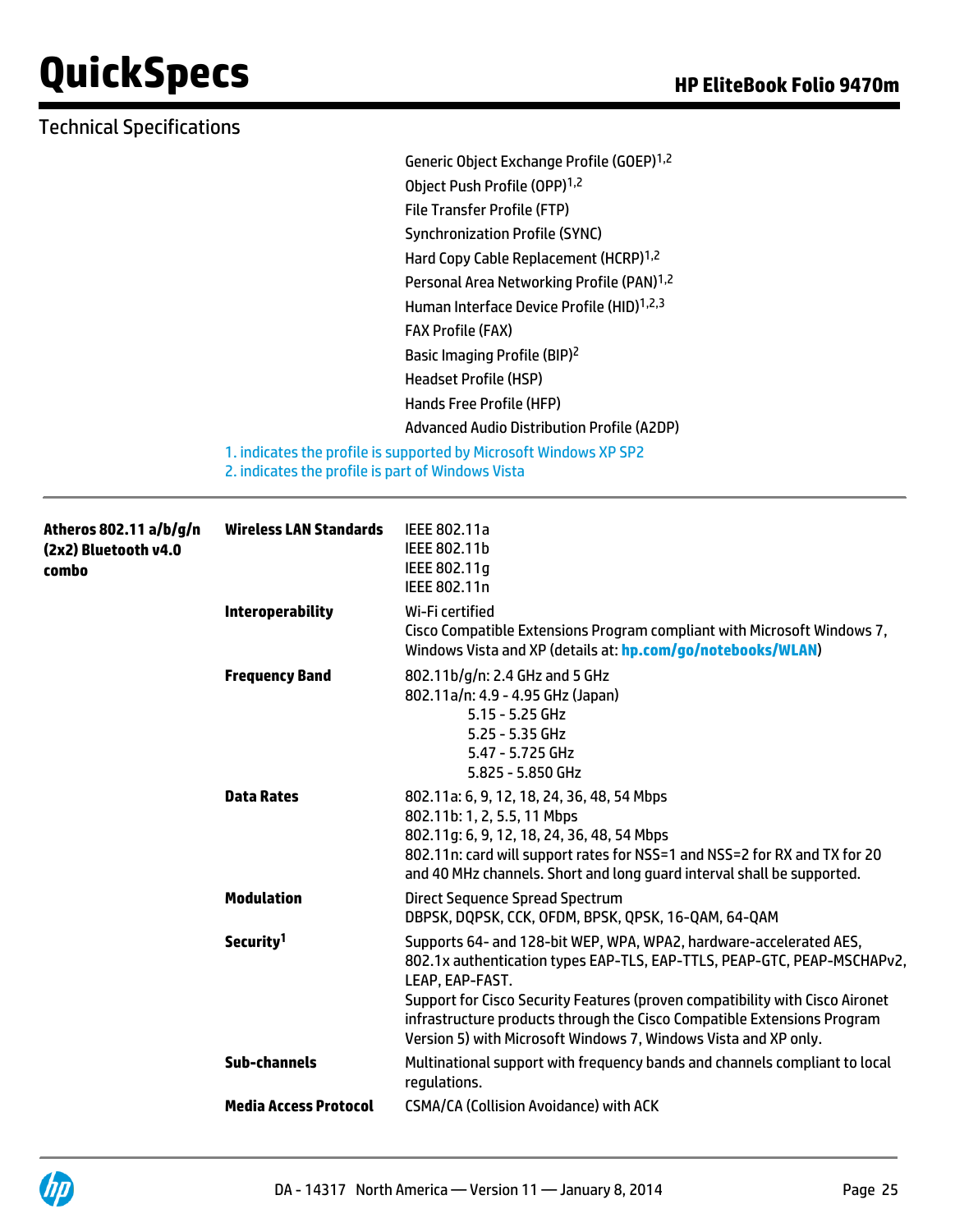## Technical Specifications

Generic Object Exchange Profile (GOEP)[1,2]
Object Push Profile (OPP)[1,2]
File Transfer Profile (FTP)
Synchronization Profile (SYNC)
Hard Copy Cable Replacement (HCRP)[1,2]
Personal Area Networking Profile (PAN)[1,2]
Human Interface Device Profile (HID)[1,2,3]
FAX Profile (FAX)
Basic Imaging Profile (BIP)[2]
Headset Profile (HSP)
Hands Free Profile (HFP)
Advanced Audio Distribution Profile (A2DP)

1. indicates the profile is supported by Microsoft Windows XP SP2
2. indicates the profile is part of Windows Vista

| | | |
|---|---|---|
| **Atheros 802.11 a/b/g/n (2x2) Bluetooth v4.0 combo** | **Wireless LAN Standards** | IEEE 802.11a<br>IEEE 802.11b<br>IEEE 802.11g<br>IEEE 802.11n |
| | **Interoperability** | Wi-Fi certified<br>Cisco Compatible Extensions Program compliant with Microsoft Windows 7, Windows Vista and XP (details at: **hp.com/go/notebooks/WLAN**) |
| | **Frequency Band** | 802.11b/g/n: 2.4 GHz and 5 GHz<br>802.11a/n: 4.9 - 4.95 GHz (Japan)<br>5.15 - 5.25 GHz<br>5.25 - 5.35 GHz<br>5.47 - 5.725 GHz<br>5.825 - 5.850 GHz |
| | **Data Rates** | 802.11a: 6, 9, 12, 18, 24, 36, 48, 54 Mbps<br>802.11b: 1, 2, 5.5, 11 Mbps<br>802.11g: 6, 9, 12, 18, 24, 36, 48, 54 Mbps<br>802.11n: card will support rates for NSS=1 and NSS=2 for RX and TX for 20 and 40 MHz channels. Short and long guard interval shall be supported. |
| | **Modulation** | Direct Sequence Spread Spectrum<br>DBPSK, DQPSK, CCK, OFDM, BPSK, QPSK, 16-QAM, 64-QAM |
| | **Security[1]** | Supports 64- and 128-bit WEP, WPA, WPA2, hardware-accelerated AES, 802.1x authentication types EAP-TLS, EAP-TTLS, PEAP-GTC, PEAP-MSCHAPv2, LEAP, EAP-FAST.<br>Support for Cisco Security Features (proven compatibility with Cisco Aironet infrastructure products through the Cisco Compatible Extensions Program Version 5) with Microsoft Windows 7, Windows Vista and XP only. |
| | **Sub-channels** | Multinational support with frequency bands and channels compliant to local regulations. |
| | **Media Access Protocol** | CSMA/CA (Collision Avoidance) with ACK |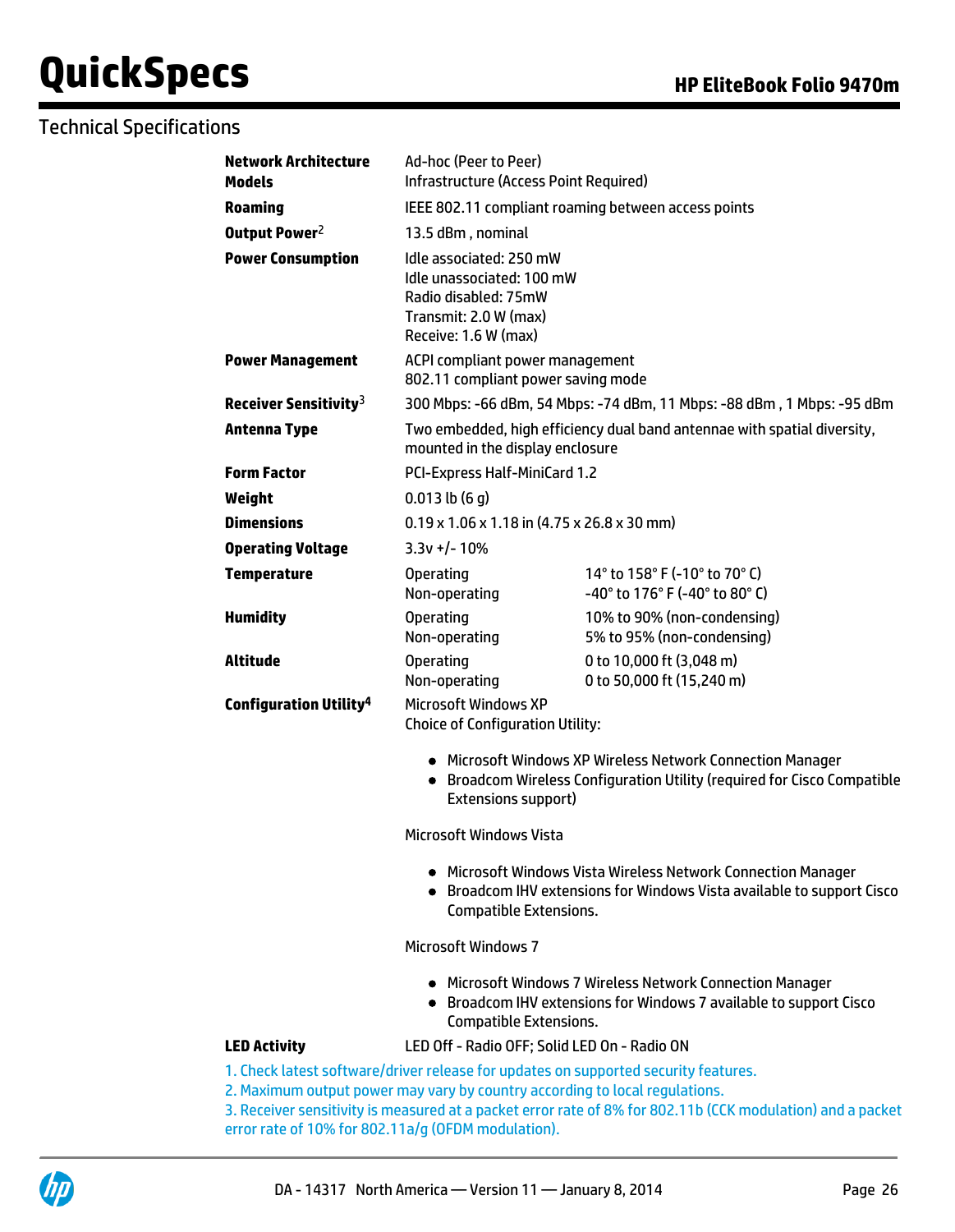## Technical Specifications

| | | |
|---|---|---|
| **Network Architecture Models** | Ad-hoc (Peer to Peer)<br>Infrastructure (Access Point Required) | |
| **Roaming** | IEEE 802.11 compliant roaming between access points | |
| **Output Power**[2] | 13.5 dBm , nominal | |
| **Power Consumption** | Idle associated: 250 mW<br>Idle unassociated: 100 mW<br>Radio disabled: 75mW<br>Transmit: 2.0 W (max)<br>Receive: 1.6 W (max) | |
| **Power Management** | ACPI compliant power management<br>802.11 compliant power saving mode | |
| **Receiver Sensitivity**[3] | 300 Mbps: -66 dBm, 54 Mbps: -74 dBm, 11 Mbps: -88 dBm , 1 Mbps: -95 dBm | |
| **Antenna Type** | Two embedded, high efficiency dual band antennae with spatial diversity, mounted in the display enclosure | |
| **Form Factor** | PCI-Express Half-MiniCard 1.2 | |
| **Weight** | 0.013 lb (6 g) | |
| **Dimensions** | 0.19 x 1.06 x 1.18 in (4.75 x 26.8 x 30 mm) | |
| **Operating Voltage** | 3.3v +/- 10% | |
| **Temperature** | Operating<br>Non-operating | 14° to 158° F (-10° to 70° C)<br>-40° to 176° F (-40° to 80° C) |
| **Humidity** | Operating<br>Non-operating | 10% to 90% (non-condensing)<br>5% to 95% (non-condensing) |
| **Altitude** | Operating<br>Non-operating | 0 to 10,000 ft (3,048 m)<br>0 to 50,000 ft (15,240 m) |

**Configuration Utility**[4]

Microsoft Windows XP
Choice of Configuration Utility:

- Microsoft Windows XP Wireless Network Connection Manager
- Broadcom Wireless Configuration Utility (required for Cisco Compatible Extensions support)

Microsoft Windows Vista

- Microsoft Windows Vista Wireless Network Connection Manager
- Broadcom IHV extensions for Windows Vista available to support Cisco Compatible Extensions.

Microsoft Windows 7

- Microsoft Windows 7 Wireless Network Connection Manager
- Broadcom IHV extensions for Windows 7 available to support Cisco Compatible Extensions.

**LED Activity** LED Off - Radio OFF; Solid LED On - Radio ON

1. Check latest software/driver release for updates on supported security features.
2. Maximum output power may vary by country according to local regulations.
3. Receiver sensitivity is measured at a packet error rate of 8% for 802.11b (CCK modulation) and a packet error rate of 10% for 802.11a/g (OFDM modulation).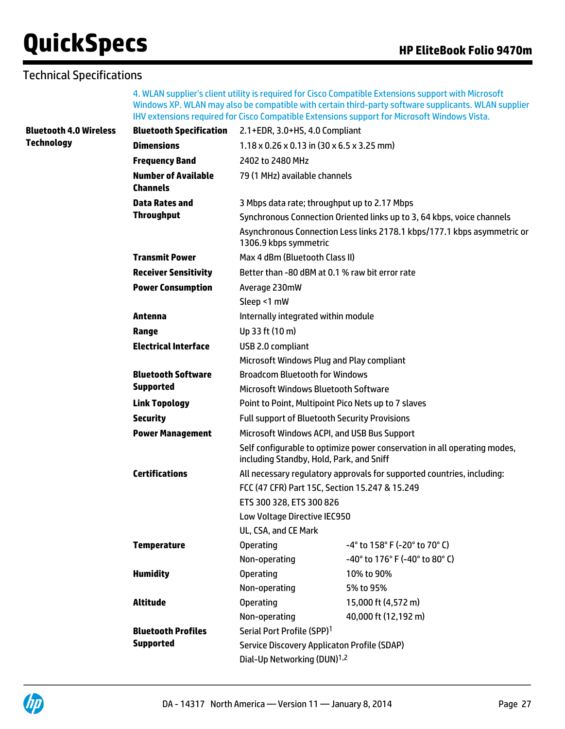## Technical Specifications

4. WLAN supplier's client utility is required for Cisco Compatible Extensions support with Microsoft Windows XP. WLAN may also be compatible with certain third-party software supplicants. WLAN supplier IHV extensions required for Cisco Compatible Extensions support for Microsoft Windows Vista.

| | | | |
|---|---|---|---|
| **Bluetooth 4.0 Wireless Technology** | **Bluetooth Specification** | 2.1+EDR, 3.0+HS, 4.0 Compliant | |
| | **Dimensions** | 1.18 x 0.26 x 0.13 in (30 x 6.5 x 3.25 mm) | |
| | **Frequency Band** | 2402 to 2480 MHz | |
| | **Number of Available Channels** | 79 (1 MHz) available channels | |
| | **Data Rates and Throughput** | 3 Mbps data rate; throughput up to 2.17 Mbps | |
| | | Synchronous Connection Oriented links up to 3, 64 kbps, voice channels | |
| | | Asynchronous Connection Less links 2178.1 kbps/177.1 kbps asymmetric or 1306.9 kbps symmetric | |
| | **Transmit Power** | Max 4 dBm (Bluetooth Class II) | |
| | **Receiver Sensitivity** | Better than -80 dBM at 0.1 % raw bit error rate | |
| | **Power Consumption** | Average 230mW | |
| | | Sleep <1 mW | |
| | **Antenna** | Internally integrated within module | |
| | **Range** | Up 33 ft (10 m) | |
| | **Electrical Interface** | USB 2.0 compliant | |
| | | Microsoft Windows Plug and Play compliant | |
| | **Bluetooth Software Supported** | Broadcom Bluetooth for Windows | |
| | | Microsoft Windows Bluetooth Software | |
| | **Link Topology** | Point to Point, Multipoint Pico Nets up to 7 slaves | |
| | **Security** | Full support of Bluetooth Security Provisions | |
| | **Power Management** | Microsoft Windows ACPI, and USB Bus Support | |
| | | Self configurable to optimize power conservation in all operating modes, including Standby, Hold, Park, and Sniff | |
| | **Certifications** | All necessary regulatory approvals for supported countries, including: | |
| | | FCC (47 CFR) Part 15C, Section 15.247 & 15.249 | |
| | | ETS 300 328, ETS 300 826 | |
| | | Low Voltage Directive IEC950 | |
| | | UL, CSA, and CE Mark | |
| | **Temperature** | Operating | -4° to 158° F (-20° to 70° C) |
| | | Non-operating | -40° to 176° F (-40° to 80° C) |
| | **Humidity** | Operating | 10% to 90% |
| | | Non-operating | 5% to 95% |
| | **Altitude** | Operating | 15,000 ft (4,572 m) |
| | | Non-operating | 40,000 ft (12,192 m) |
| | **Bluetooth Profiles Supported** | Serial Port Profile (SPP)[1] | |
| | | Service Discovery Applicaton Profile (SDAP) | |
| | | Dial-Up Networking (DUN)[1,2] | |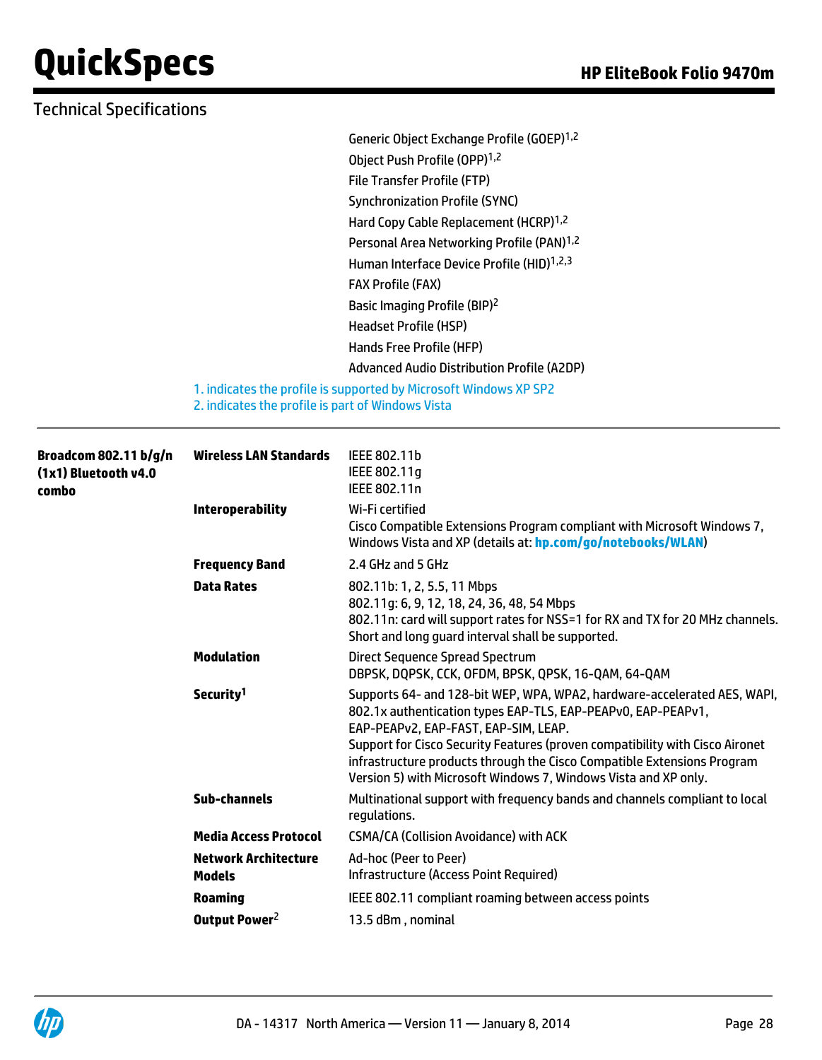## Technical Specifications

Generic Object Exchange Profile (GOEP)[1,2]
Object Push Profile (OPP)[1,2]
File Transfer Profile (FTP)
Synchronization Profile (SYNC)
Hard Copy Cable Replacement (HCRP)[1,2]
Personal Area Networking Profile (PAN)[1,2]
Human Interface Device Profile (HID)[1,2,3]
FAX Profile (FAX)
Basic Imaging Profile (BIP)[2]
Headset Profile (HSP)
Hands Free Profile (HFP)
Advanced Audio Distribution Profile (A2DP)

1. indicates the profile is supported by Microsoft Windows XP SP2
2. indicates the profile is part of Windows Vista

| | | |
|---|---|---|
| **Broadcom 802.11 b/g/n (1x1) Bluetooth v4.0 combo** | **Wireless LAN Standards** | IEEE 802.11b<br>IEEE 802.11g<br>IEEE 802.11n |
| | **Interoperability** | Wi-Fi certified<br>Cisco Compatible Extensions Program compliant with Microsoft Windows 7, Windows Vista and XP (details at: **hp.com/go/notebooks/WLAN**) |
| | **Frequency Band** | 2.4 GHz and 5 GHz |
| | **Data Rates** | 802.11b: 1, 2, 5.5, 11 Mbps<br>802.11g: 6, 9, 12, 18, 24, 36, 48, 54 Mbps<br>802.11n: card will support rates for NSS=1 for RX and TX for 20 MHz channels. Short and long guard interval shall be supported. |
| | **Modulation** | Direct Sequence Spread Spectrum<br>DBPSK, DQPSK, CCK, OFDM, BPSK, QPSK, 16-QAM, 64-QAM |
| | **Security[1]** | Supports 64- and 128-bit WEP, WPA, WPA2, hardware-accelerated AES, WAPI, 802.1x authentication types EAP-TLS, EAP-PEAPv0, EAP-PEAPv1, EAP-PEAPv2, EAP-FAST, EAP-SIM, LEAP.<br>Support for Cisco Security Features (proven compatibility with Cisco Aironet infrastructure products through the Cisco Compatible Extensions Program Version 5) with Microsoft Windows 7, Windows Vista and XP only. |
| | **Sub-channels** | Multinational support with frequency bands and channels compliant to local regulations. |
| | **Media Access Protocol** | CSMA/CA (Collision Avoidance) with ACK |
| | **Network Architecture Models** | Ad-hoc (Peer to Peer)<br>Infrastructure (Access Point Required) |
| | **Roaming** | IEEE 802.11 compliant roaming between access points |
| | **Output Power[2]** | 13.5 dBm , nominal |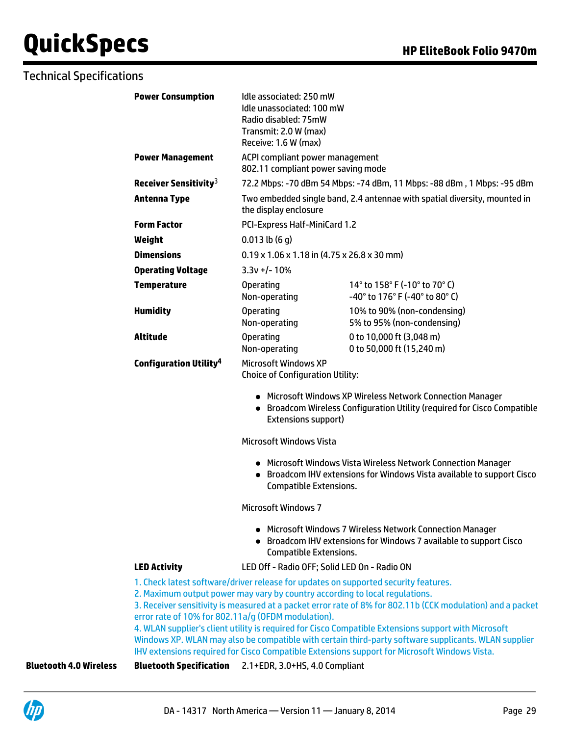## Technical Specifications

| | | | |
|---|---|---|---|
| | **Power Consumption** | Idle associated: 250 mW<br>Idle unassociated: 100 mW<br>Radio disabled: 75mW<br>Transmit: 2.0 W (max)<br>Receive: 1.6 W (max) | |
| | **Power Management** | ACPI compliant power management<br>802.11 compliant power saving mode | |
| | **Receiver Sensitivity**[3] | 72.2 Mbps: -70 dBm 54 Mbps: -74 dBm, 11 Mbps: -88 dBm , 1 Mbps: -95 dBm | |
| | **Antenna Type** | Two embedded single band, 2.4 antennae with spatial diversity, mounted in the display enclosure | |
| | **Form Factor** | PCI-Express Half-MiniCard 1.2 | |
| | **Weight** | 0.013 lb (6 g) | |
| | **Dimensions** | 0.19 x 1.06 x 1.18 in (4.75 x 26.8 x 30 mm) | |
| | **Operating Voltage** | 3.3v +/- 10% | |
| | **Temperature** | Operating | 14° to 158° F (-10° to 70° C) |
| | | Non-operating | -40° to 176° F (-40° to 80° C) |
| | **Humidity** | Operating | 10% to 90% (non-condensing) |
| | | Non-operating | 5% to 95% (non-condensing) |
| | **Altitude** | Operating | 0 to 10,000 ft (3,048 m) |
| | | Non-operating | 0 to 50,000 ft (15,240 m) |
| | **Configuration Utility**[4] | Microsoft Windows XP<br>Choice of Configuration Utility:<br>• Microsoft Windows XP Wireless Network Connection Manager<br>• Broadcom Wireless Configuration Utility (required for Cisco Compatible Extensions support)<br><br>Microsoft Windows Vista<br>• Microsoft Windows Vista Wireless Network Connection Manager<br>• Broadcom IHV extensions for Windows Vista available to support Cisco Compatible Extensions.<br><br>Microsoft Windows 7<br>• Microsoft Windows 7 Wireless Network Connection Manager<br>• Broadcom IHV extensions for Windows 7 available to support Cisco Compatible Extensions. | |
| | **LED Activity** | LED Off - Radio OFF; Solid LED On - Radio ON | |

1. Check latest software/driver release for updates on supported security features.
2. Maximum output power may vary by country according to local regulations.
3. Receiver sensitivity is measured at a packet error rate of 8% for 802.11b (CCK modulation) and a packet error rate of 10% for 802.11a/g (OFDM modulation).
4. WLAN supplier's client utility is required for Cisco Compatible Extensions support with Microsoft Windows XP. WLAN may also be compatible with certain third-party software supplicants. WLAN supplier IHV extensions required for Cisco Compatible Extensions support for Microsoft Windows Vista.

| | | |
|---|---|---|
| **Bluetooth 4.0 Wireless** | **Bluetooth Specification** | 2.1+EDR, 3.0+HS, 4.0 Compliant |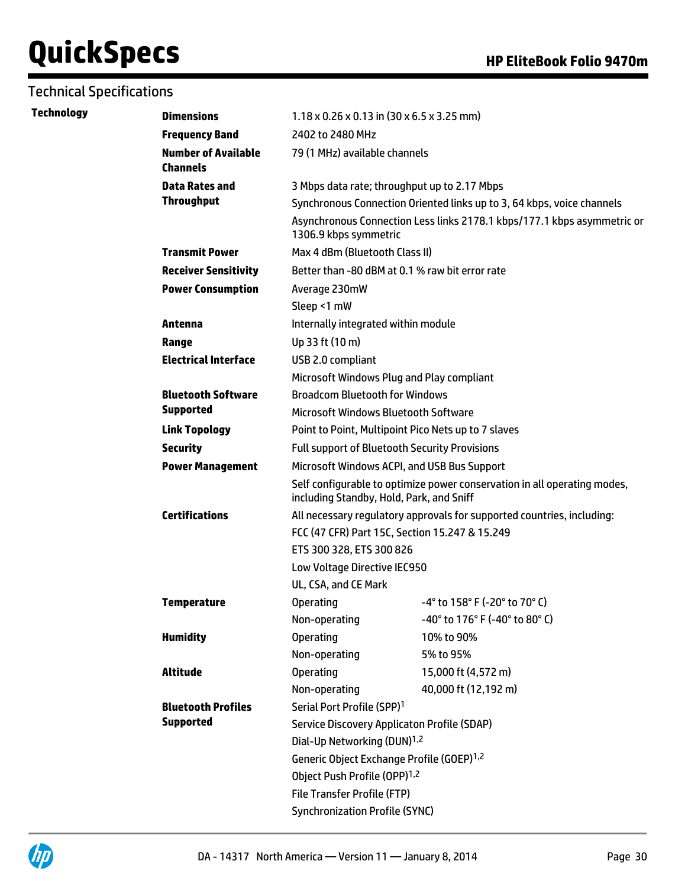## Technical Specifications

**Technology**

| | | |
|---|---|---|
| **Dimensions** | 1.18 x 0.26 x 0.13 in (30 x 6.5 x 3.25 mm) | |
| **Frequency Band** | 2402 to 2480 MHz | |
| **Number of Available Channels** | 79 (1 MHz) available channels | |
| **Data Rates and Throughput** | 3 Mbps data rate; throughput up to 2.17 Mbps | |
| | Synchronous Connection Oriented links up to 3, 64 kbps, voice channels | |
| | Asynchronous Connection Less links 2178.1 kbps/177.1 kbps asymmetric or 1306.9 kbps symmetric | |
| **Transmit Power** | Max 4 dBm (Bluetooth Class II) | |
| **Receiver Sensitivity** | Better than -80 dBM at 0.1 % raw bit error rate | |
| **Power Consumption** | Average 230mW | |
| | Sleep <1 mW | |
| **Antenna** | Internally integrated within module | |
| **Range** | Up 33 ft (10 m) | |
| **Electrical Interface** | USB 2.0 compliant | |
| | Microsoft Windows Plug and Play compliant | |
| **Bluetooth Software Supported** | Broadcom Bluetooth for Windows | |
| | Microsoft Windows Bluetooth Software | |
| **Link Topology** | Point to Point, Multipoint Pico Nets up to 7 slaves | |
| **Security** | Full support of Bluetooth Security Provisions | |
| **Power Management** | Microsoft Windows ACPI, and USB Bus Support | |
| | Self configurable to optimize power conservation in all operating modes, including Standby, Hold, Park, and Sniff | |
| **Certifications** | All necessary regulatory approvals for supported countries, including: | |
| | FCC (47 CFR) Part 15C, Section 15.247 & 15.249 | |
| | ETS 300 328, ETS 300 826 | |
| | Low Voltage Directive IEC950 | |
| | UL, CSA, and CE Mark | |
| **Temperature** | Operating | -4° to 158° F (-20° to 70° C) |
| | Non-operating | -40° to 176° F (-40° to 80° C) |
| **Humidity** | Operating | 10% to 90% |
| | Non-operating | 5% to 95% |
| **Altitude** | Operating | 15,000 ft (4,572 m) |
| | Non-operating | 40,000 ft (12,192 m) |
| **Bluetooth Profiles Supported** | Serial Port Profile (SPP)[1] | |
| | Service Discovery Applicaton Profile (SDAP) | |
| | Dial-Up Networking (DUN)[1,2] | |
| | Generic Object Exchange Profile (GOEP)[1,2] | |
| | Object Push Profile (OPP)[1,2] | |
| | File Transfer Profile (FTP) | |
| | Synchronization Profile (SYNC) | |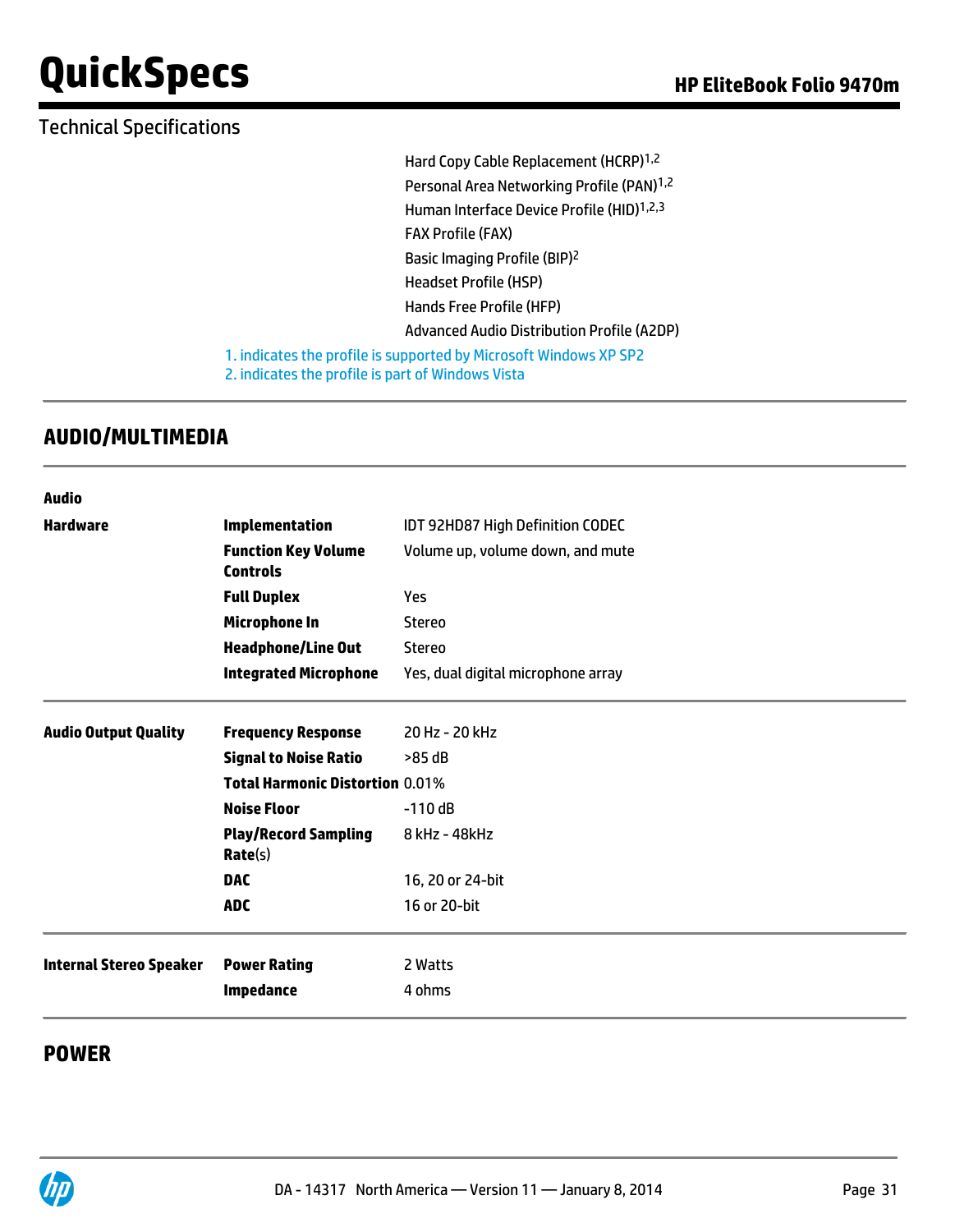Technical Specifications

Hard Copy Cable Replacement (HCRP)[1,2]
Personal Area Networking Profile (PAN)[1,2]
Human Interface Device Profile (HID)[1,2,3]
FAX Profile (FAX)
Basic Imaging Profile (BIP)[2]
Headset Profile (HSP)
Hands Free Profile (HFP)
Advanced Audio Distribution Profile (A2DP)

1. indicates the profile is supported by Microsoft Windows XP SP2
2. indicates the profile is part of Windows Vista

## AUDIO/MULTIMEDIA

| Audio | | |
|---|---|---|
| **Hardware** | **Implementation** | IDT 92HD87 High Definition CODEC |
| | **Function Key Volume Controls** | Volume up, volume down, and mute |
| | **Full Duplex** | Yes |
| | **Microphone In** | Stereo |
| | **Headphone/Line Out** | Stereo |
| | **Integrated Microphone** | Yes, dual digital microphone array |
| **Audio Output Quality** | **Frequency Response** | 20 Hz - 20 kHz |
| | **Signal to Noise Ratio** | >85 dB |
| | **Total Harmonic Distortion** | 0.01% |
| | **Noise Floor** | -110 dB |
| | **Play/Record Sampling Rate**(s) | 8 kHz - 48kHz |
| | **DAC** | 16, 20 or 24-bit |
| | **ADC** | 16 or 20-bit |
| **Internal Stereo Speaker** | **Power Rating** | 2 Watts |
| | **Impedance** | 4 ohms |

## POWER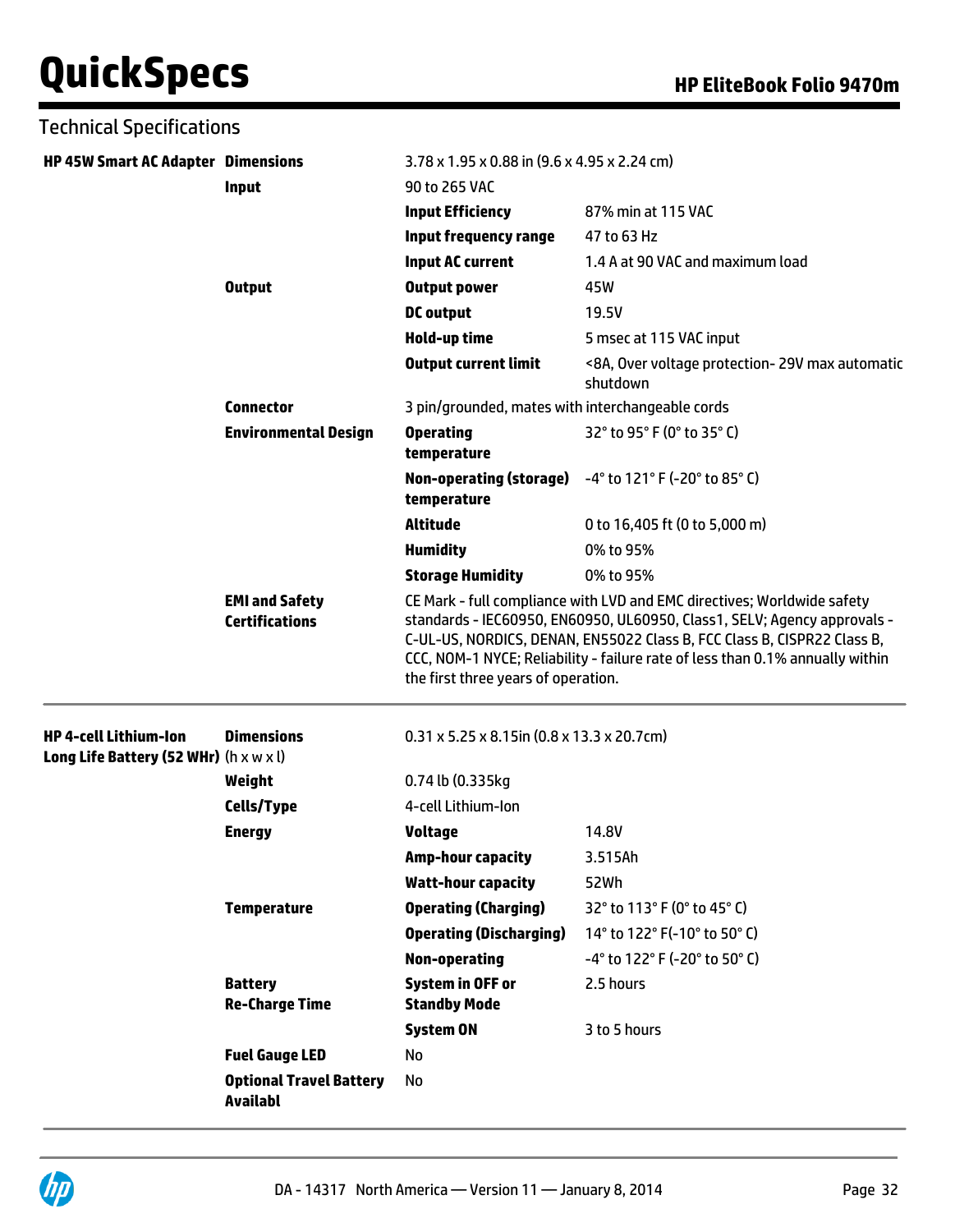## Technical Specifications

| | | | |
|---|---|---|---|
| **HP 45W Smart AC Adapter** | **Dimensions** | 3.78 x 1.95 x 0.88 in (9.6 x 4.95 x 2.24 cm) | |
| | **Input** | 90 to 265 VAC | |
| | | **Input Efficiency** | 87% min at 115 VAC |
| | | **Input frequency range** | 47 to 63 Hz |
| | | **Input AC current** | 1.4 A at 90 VAC and maximum load |
| | **Output** | **Output power** | 45W |
| | | **DC output** | 19.5V |
| | | **Hold-up time** | 5 msec at 115 VAC input |
| | | **Output current limit** | <8A, Over voltage protection- 29V max automatic shutdown |
| | **Connector** | 3 pin/grounded, mates with interchangeable cords | |
| | **Environmental Design** | **Operating temperature** | 32° to 95° F (0° to 35° C) |
| | | **Non-operating (storage) temperature** | -4° to 121° F (-20° to 85° C) |
| | | **Altitude** | 0 to 16,405 ft (0 to 5,000 m) |
| | | **Humidity** | 0% to 95% |
| | | **Storage Humidity** | 0% to 95% |
| | **EMI and Safety Certifications** | CE Mark - full compliance with LVD and EMC directives; Worldwide safety standards - IEC60950, EN60950, UL60950, Class1, SELV; Agency approvals - C-UL-US, NORDICS, DENAN, EN55022 Class B, FCC Class B, CISPR22 Class B, CCC, NOM-1 NYCE; Reliability - failure rate of less than 0.1% annually within the first three years of operation. | |

| | | | |
|---|---|---|---|
| **HP 4-cell Lithium-Ion Long Life Battery (52 WHr)** | **Dimensions** (h x w x l) | 0.31 x 5.25 x 8.15in (0.8 x 13.3 x 20.7cm) | |
| | **Weight** | 0.74 lb (0.335kg | |
| | **Cells/Type** | 4-cell Lithium-Ion | |
| | **Energy** | **Voltage** | 14.8V |
| | | **Amp-hour capacity** | 3.515Ah |
| | | **Watt-hour capacity** | 52Wh |
| | **Temperature** | **Operating (Charging)** | 32° to 113° F (0° to 45° C) |
| | | **Operating (Discharging)** | 14° to 122° F(-10° to 50° C) |
| | | **Non-operating** | -4° to 122° F (-20° to 50° C) |
| | **Battery Re-Charge Time** | **System in OFF or Standby Mode** | 2.5 hours |
| | | **System ON** | 3 to 5 hours |
| | **Fuel Gauge LED** | No | |
| | **Optional Travel Battery Availabl** | No | |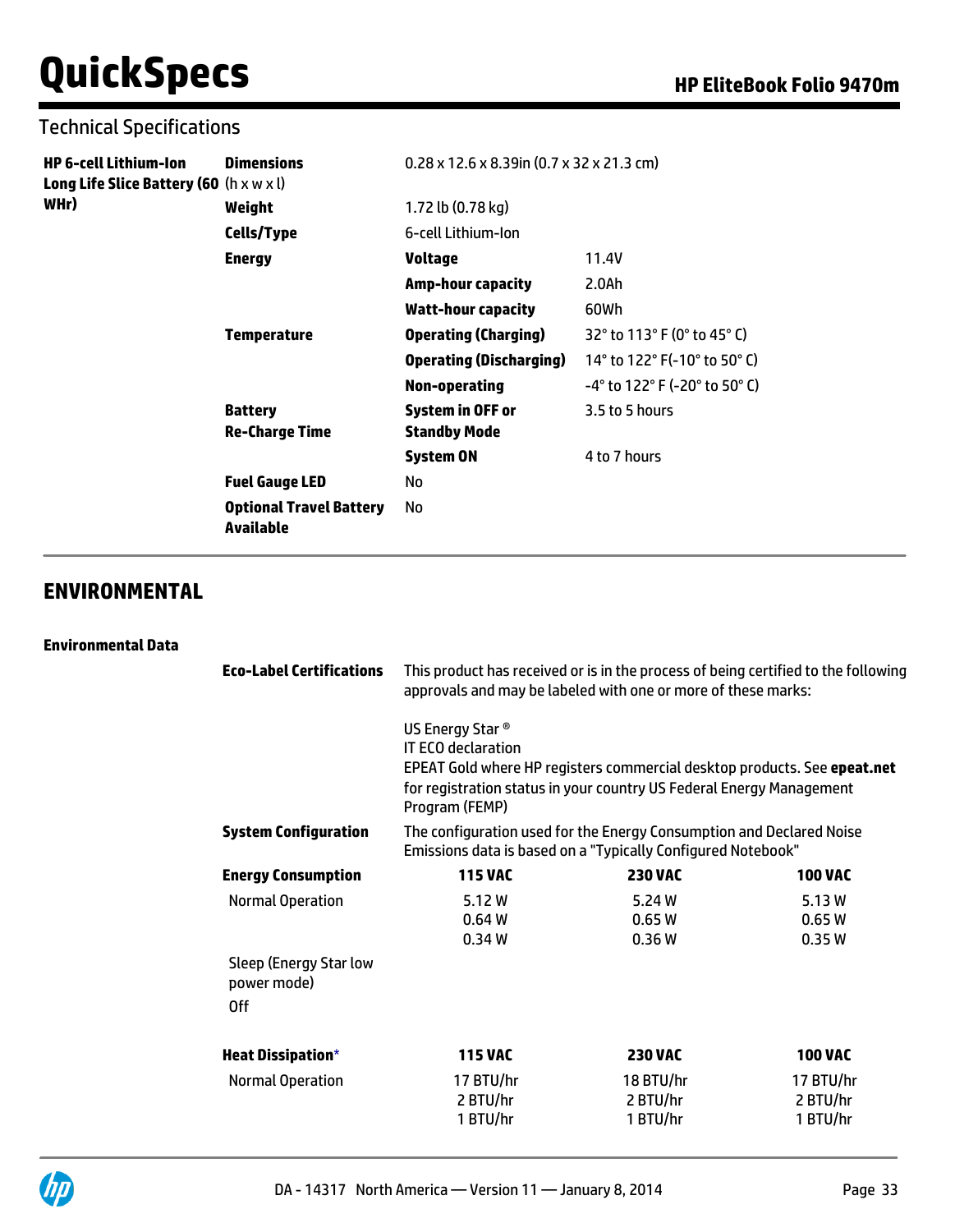Technical Specifications

| HP 6-cell Lithium-Ion Long Life Slice Battery (60 WHr) | Dimensions (h x w x l) | 0.28 x 12.6 x 8.39in (0.7 x 32 x 21.3 cm) | |
|---|---|---|---|
| | **Weight** | 1.72 lb (0.78 kg) | |
| | **Cells/Type** | 6-cell Lithium-Ion | |
| | **Energy** | **Voltage** | 11.4V |
| | | **Amp-hour capacity** | 2.0Ah |
| | | **Watt-hour capacity** | 60Wh |
| | **Temperature** | **Operating (Charging)** | 32° to 113° F (0° to 45° C) |
| | | **Operating (Discharging)** | 14° to 122° F(-10° to 50° C) |
| | | **Non-operating** | -4° to 122° F (-20° to 50° C) |
| | **Battery Re-Charge Time** | **System in OFF or Standby Mode** | 3.5 to 5 hours |
| | | **System ON** | 4 to 7 hours |
| | **Fuel Gauge LED** | No | |
| | **Optional Travel Battery Available** | No | |

## ENVIRONMENTAL

**Environmental Data**

**Eco-Label Certifications**

This product has received or is in the process of being certified to the following approvals and may be labeled with one or more of these marks:

US Energy Star ®
IT ECO declaration
EPEAT Gold where HP registers commercial desktop products. See **epeat.net** for registration status in your country US Federal Energy Management Program (FEMP)

**System Configuration**

The configuration used for the Energy Consumption and Declared Noise Emissions data is based on a "Typically Configured Notebook"

| **Energy Consumption** | **115 VAC** | **230 VAC** | **100 VAC** |
|---|---|---|---|
| Normal Operation | 5.12 W | 5.24 W | 5.13 W |
| Sleep (Energy Star low power mode) | 0.64 W | 0.65 W | 0.65 W |
| Off | 0.34 W | 0.36 W | 0.35 W |

| **Heat Dissipation*** | **115 VAC** | **230 VAC** | **100 VAC** |
|---|---|---|---|
| Normal Operation | 17 BTU/hr | 18 BTU/hr | 17 BTU/hr |
| | 2 BTU/hr | 2 BTU/hr | 2 BTU/hr |
| | 1 BTU/hr | 1 BTU/hr | 1 BTU/hr |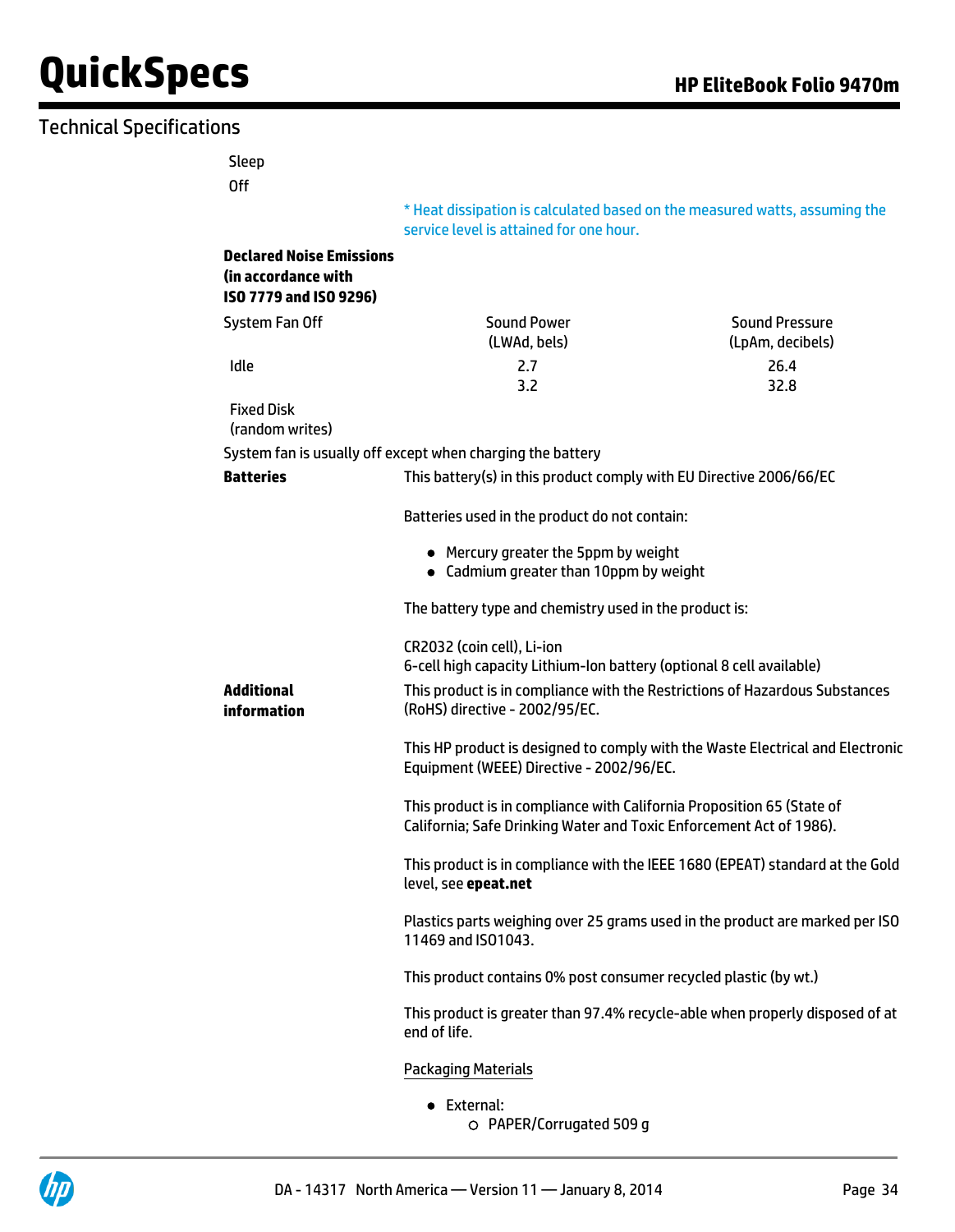## Technical Specifications

Sleep

Off

\* Heat dissipation is calculated based on the measured watts, assuming the service level is attained for one hour.

**Declared Noise Emissions (in accordance with ISO 7779 and ISO 9296)**

| System Fan Off | Sound Power (LWAd, bels) | Sound Pressure (LpAm, decibels) |
|---|---|---|
| Idle | 2.7 | 26.4 |
| Fixed Disk (random writes) | 3.2 | 32.8 |

System fan is usually off except when charging the battery

**Batteries**

This battery(s) in this product comply with EU Directive 2006/66/EC

Batteries used in the product do not contain:

- Mercury greater the 5ppm by weight
- Cadmium greater than 10ppm by weight

The battery type and chemistry used in the product is:

CR2032 (coin cell), Li-ion
6-cell high capacity Lithium-Ion battery (optional 8 cell available)

**Additional information**

This product is in compliance with the Restrictions of Hazardous Substances (RoHS) directive - 2002/95/EC.

This HP product is designed to comply with the Waste Electrical and Electronic Equipment (WEEE) Directive - 2002/96/EC.

This product is in compliance with California Proposition 65 (State of California; Safe Drinking Water and Toxic Enforcement Act of 1986).

This product is in compliance with the IEEE 1680 (EPEAT) standard at the Gold level, see **epeat.net**

Plastics parts weighing over 25 grams used in the product are marked per ISO 11469 and ISO1043.

This product contains 0% post consumer recycled plastic (by wt.)

This product is greater than 97.4% recycle-able when properly disposed of at end of life.

Packaging Materials

- External:
  - PAPER/Corrugated 509 g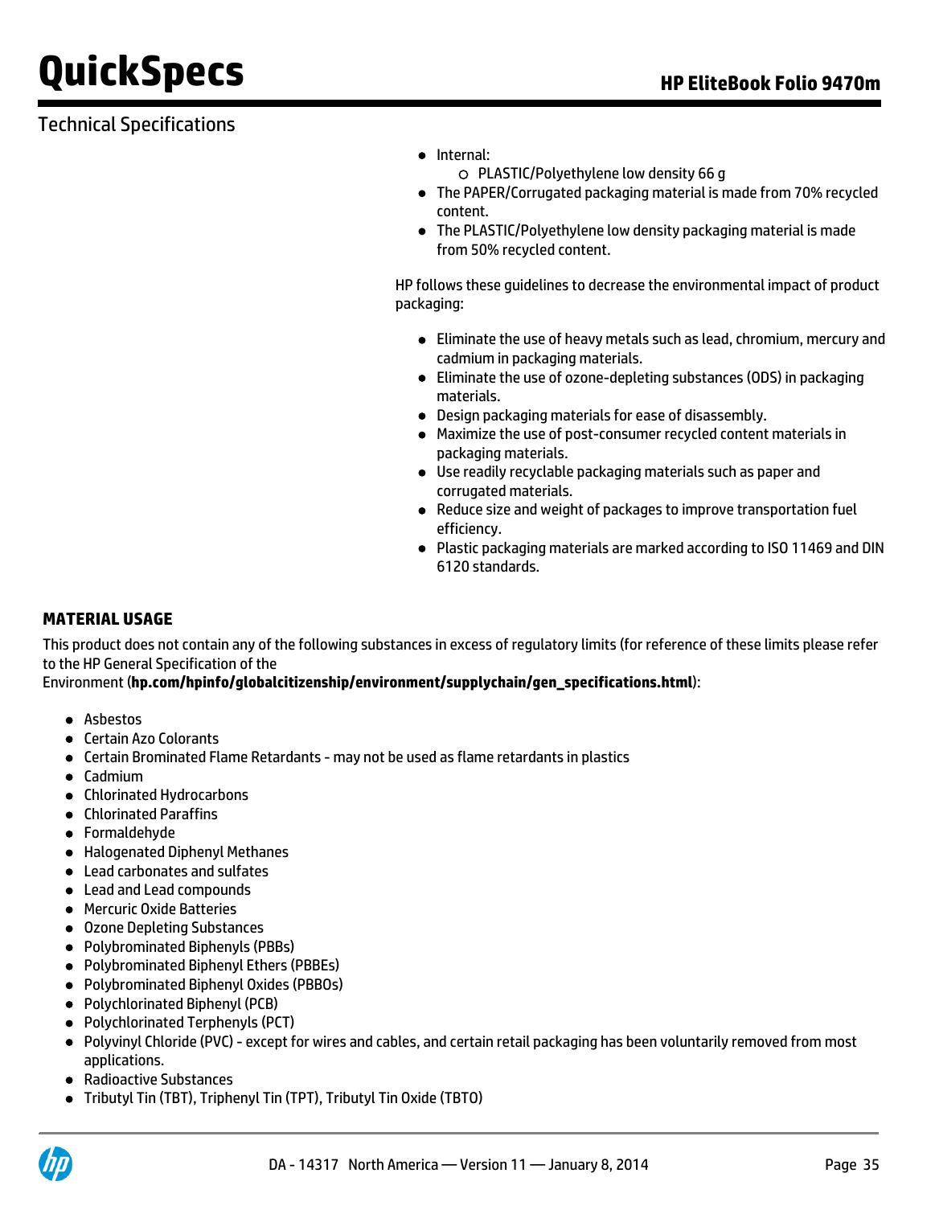- Internal:
  - PLASTIC/Polyethylene low density 66 g
- The PAPER/Corrugated packaging material is made from 70% recycled content.
- The PLASTIC/Polyethylene low density packaging material is made from 50% recycled content.

HP follows these guidelines to decrease the environmental impact of product packaging:

- Eliminate the use of heavy metals such as lead, chromium, mercury and cadmium in packaging materials.
- Eliminate the use of ozone-depleting substances (ODS) in packaging materials.
- Design packaging materials for ease of disassembly.
- Maximize the use of post-consumer recycled content materials in packaging materials.
- Use readily recyclable packaging materials such as paper and corrugated materials.
- Reduce size and weight of packages to improve transportation fuel efficiency.
- Plastic packaging materials are marked according to ISO 11469 and DIN 6120 standards.

**MATERIAL USAGE**

This product does not contain any of the following substances in excess of regulatory limits (for reference of these limits please refer to the HP General Specification of the Environment (**hp.com/hpinfo/globalcitizenship/environment/supplychain/gen_specifications.html**):

- Asbestos
- Certain Azo Colorants
- Certain Brominated Flame Retardants - may not be used as flame retardants in plastics
- Cadmium
- Chlorinated Hydrocarbons
- Chlorinated Paraffins
- Formaldehyde
- Halogenated Diphenyl Methanes
- Lead carbonates and sulfates
- Lead and Lead compounds
- Mercuric Oxide Batteries
- Ozone Depleting Substances
- Polybrominated Biphenyls (PBBs)
- Polybrominated Biphenyl Ethers (PBBEs)
- Polybrominated Biphenyl Oxides (PBBOs)
- Polychlorinated Biphenyl (PCB)
- Polychlorinated Terphenyls (PCT)
- Polyvinyl Chloride (PVC) - except for wires and cables, and certain retail packaging has been voluntarily removed from most applications.
- Radioactive Substances
- Tributyl Tin (TBT), Triphenyl Tin (TPT), Tributyl Tin Oxide (TBTO)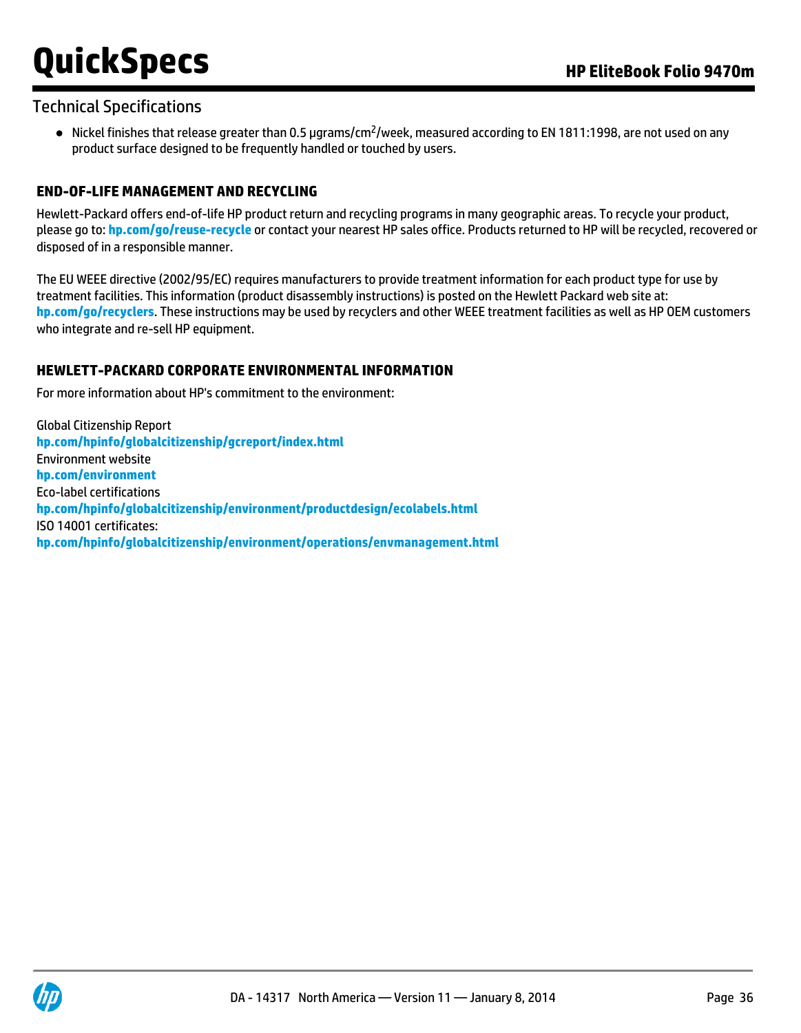## Technical Specifications

- Nickel finishes that release greater than 0.5 µgrams/cm$^2$/week, measured according to EN 1811:1998, are not used on any product surface designed to be frequently handled or touched by users.

### END-OF-LIFE MANAGEMENT AND RECYCLING

Hewlett-Packard offers end-of-life HP product return and recycling programs in many geographic areas. To recycle your product, please go to: **hp.com/go/reuse-recycle** or contact your nearest HP sales office. Products returned to HP will be recycled, recovered or disposed of in a responsible manner.

The EU WEEE directive (2002/95/EC) requires manufacturers to provide treatment information for each product type for use by treatment facilities. This information (product disassembly instructions) is posted on the Hewlett Packard web site at: **hp.com/go/recyclers**. These instructions may be used by recyclers and other WEEE treatment facilities as well as HP OEM customers who integrate and re-sell HP equipment.

### HEWLETT-PACKARD CORPORATE ENVIRONMENTAL INFORMATION

For more information about HP's commitment to the environment:

Global Citizenship Report
**hp.com/hpinfo/globalcitizenship/gcreport/index.html**
Environment website
**hp.com/environment**
Eco-label certifications
**hp.com/hpinfo/globalcitizenship/environment/productdesign/ecolabels.html**
ISO 14001 certificates:
**hp.com/hpinfo/globalcitizenship/environment/operations/envmanagement.html**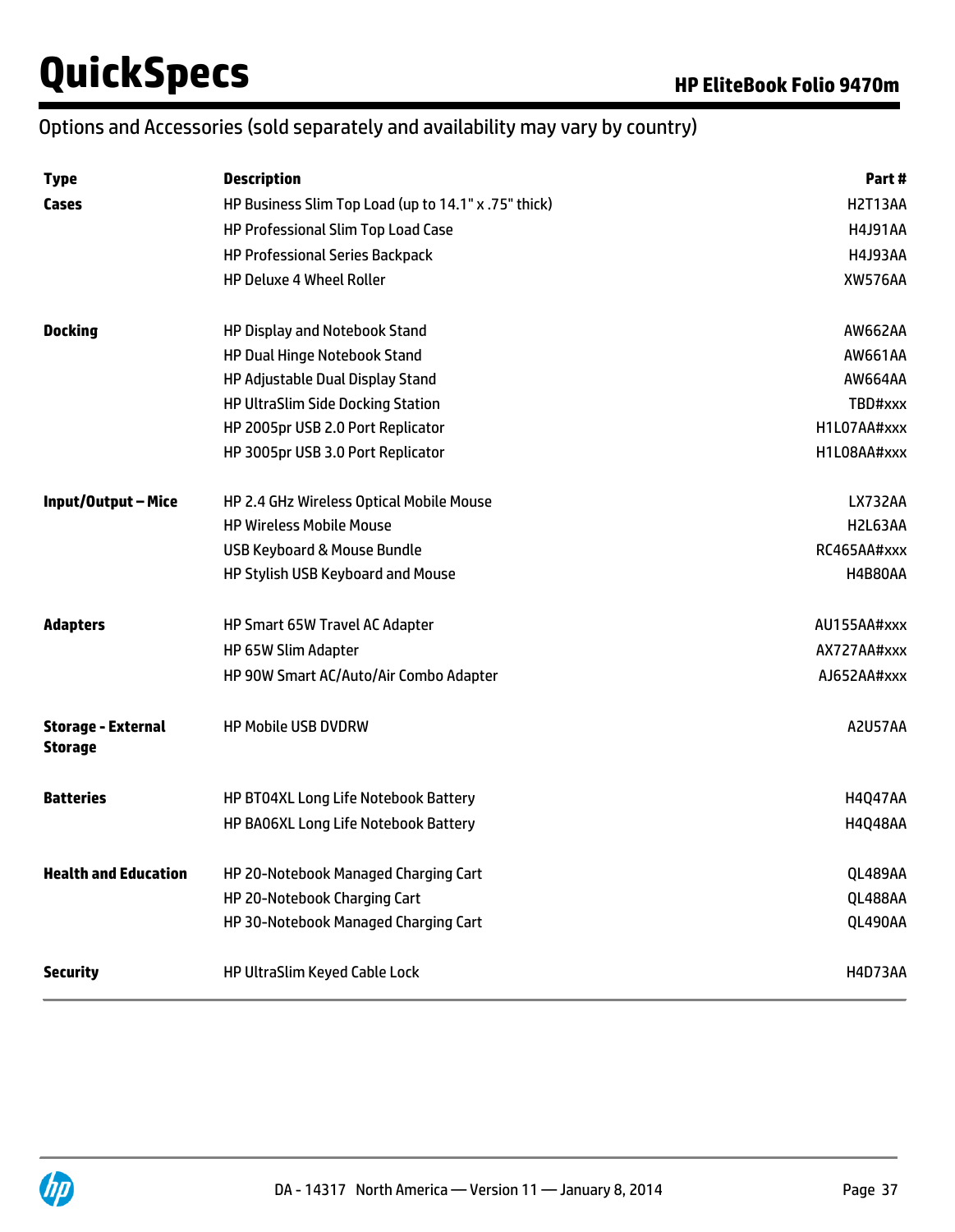## Options and Accessories (sold separately and availability may vary by country)

| Type | Description | Part # |
|---|---|---|
| **Cases** | HP Business Slim Top Load (up to 14.1" x .75" thick) | H2T13AA |
| | HP Professional Slim Top Load Case | H4J91AA |
| | HP Professional Series Backpack | H4J93AA |
| | HP Deluxe 4 Wheel Roller | XW576AA |
| **Docking** | HP Display and Notebook Stand | AW662AA |
| | HP Dual Hinge Notebook Stand | AW661AA |
| | HP Adjustable Dual Display Stand | AW664AA |
| | HP UltraSlim Side Docking Station | TBD#xxx |
| | HP 2005pr USB 2.0 Port Replicator | H1L07AA#xxx |
| | HP 3005pr USB 3.0 Port Replicator | H1L08AA#xxx |
| **Input/Output – Mice** | HP 2.4 GHz Wireless Optical Mobile Mouse | LX732AA |
| | HP Wireless Mobile Mouse | H2L63AA |
| | USB Keyboard & Mouse Bundle | RC465AA#xxx |
| | HP Stylish USB Keyboard and Mouse | H4B80AA |
| **Adapters** | HP Smart 65W Travel AC Adapter | AU155AA#xxx |
| | HP 65W Slim Adapter | AX727AA#xxx |
| | HP 90W Smart AC/Auto/Air Combo Adapter | AJ652AA#xxx |
| **Storage - External Storage** | HP Mobile USB DVDRW | A2U57AA |
| **Batteries** | HP BT04XL Long Life Notebook Battery | H4Q47AA |
| | HP BA06XL Long Life Notebook Battery | H4Q48AA |
| **Health and Education** | HP 20-Notebook Managed Charging Cart | QL489AA |
| | HP 20-Notebook Charging Cart | QL488AA |
| | HP 30-Notebook Managed Charging Cart | QL490AA |
| **Security** | HP UltraSlim Keyed Cable Lock | H4D73AA |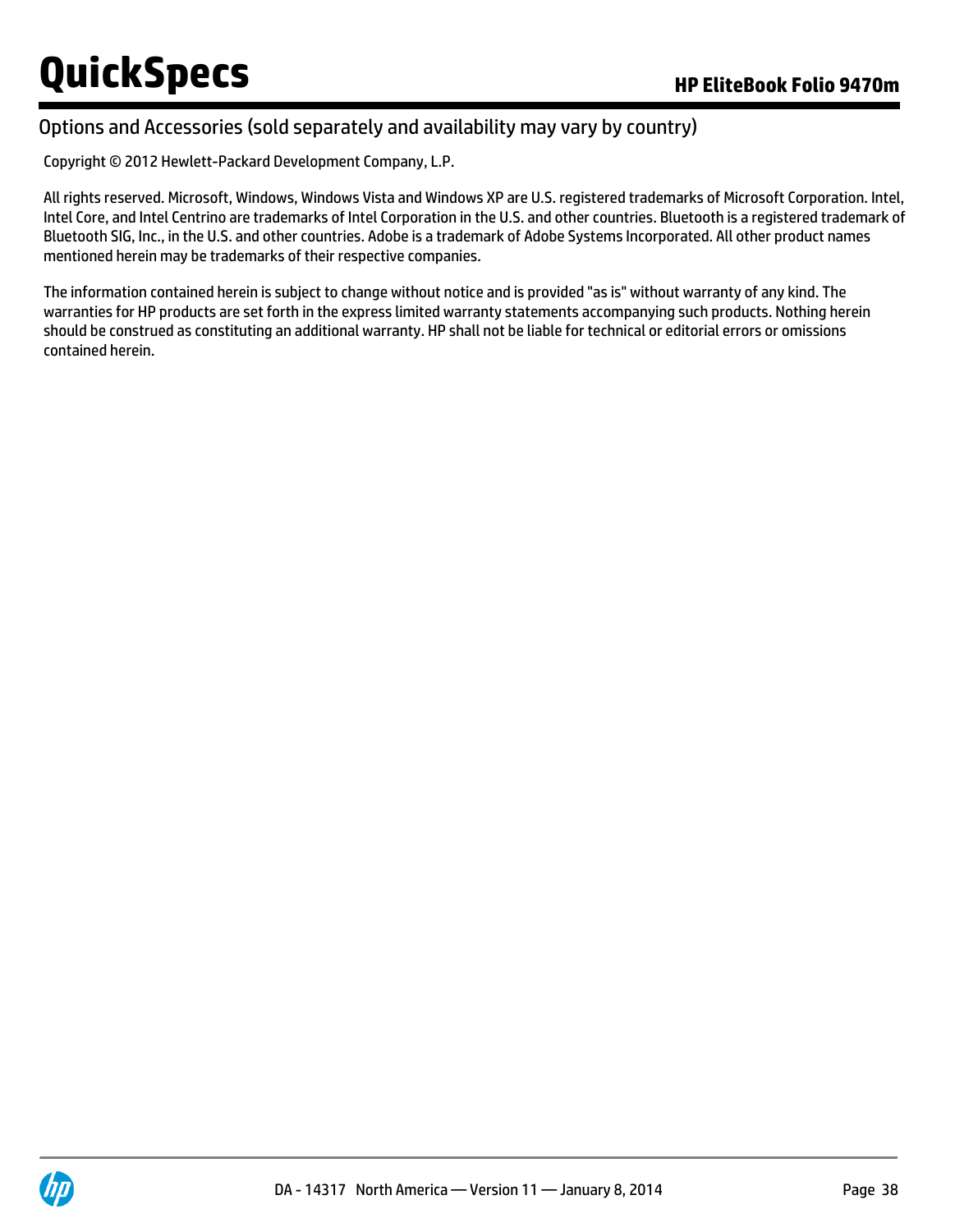## Options and Accessories (sold separately and availability may vary by country)

Copyright © 2012 Hewlett-Packard Development Company, L.P.

All rights reserved. Microsoft, Windows, Windows Vista and Windows XP are U.S. registered trademarks of Microsoft Corporation. Intel, Intel Core, and Intel Centrino are trademarks of Intel Corporation in the U.S. and other countries. Bluetooth is a registered trademark of Bluetooth SIG, Inc., in the U.S. and other countries. Adobe is a trademark of Adobe Systems Incorporated. All other product names mentioned herein may be trademarks of their respective companies.

The information contained herein is subject to change without notice and is provided "as is" without warranty of any kind. The warranties for HP products are set forth in the express limited warranty statements accompanying such products. Nothing herein should be construed as constituting an additional warranty. HP shall not be liable for technical or editorial errors or omissions contained herein.